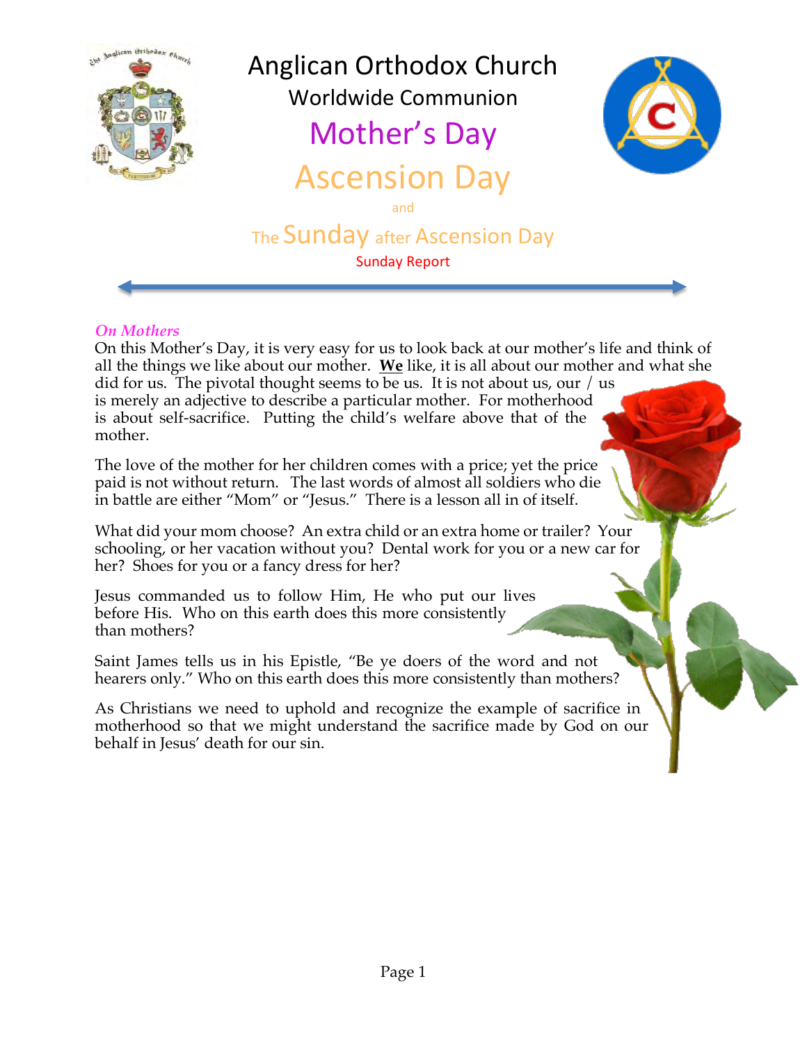# Anglican Orthodox Church

## Worldwide Communion

## Mother's Day

## Ascension Day

and

## The Sunday after Ascension Day

Sunday Report

### *On Mothers*

On this Mother's Day, it is very easy for us to look back at our mother's life and think of all the things we like about our mother. **We** like, it is all about our mother and what she did for us. The pivotal thought seems to be us. It is not about us, our / us is merely an adjective to describe a particular mother. For motherhood is about self-sacrifice. Putting the child's welfare above that of the mother.

The love of the mother for her children comes with a price; yet the price paid is not without return. The last words of almost all soldiers who die in battle are either "Mom" or "Jesus." There is a lesson all in of itself.

What did your mom choose? An extra child or an extra home or trailer? Your schooling, or her vacation without you? Dental work for you or a new car for her? Shoes for you or a fancy dress for her?

Jesus commanded us to follow Him, He who put our lives before His. Who on this earth does this more consistently than mothers?

Saint James tells us in his Epistle, "Be ye doers of the word and not hearers only." Who on this earth does this more consistently than mothers?

As Christians we need to uphold and recognize the example of sacrifice in motherhood so that we might understand the sacrifice made by God on our behalf in Jesus' death for our sin.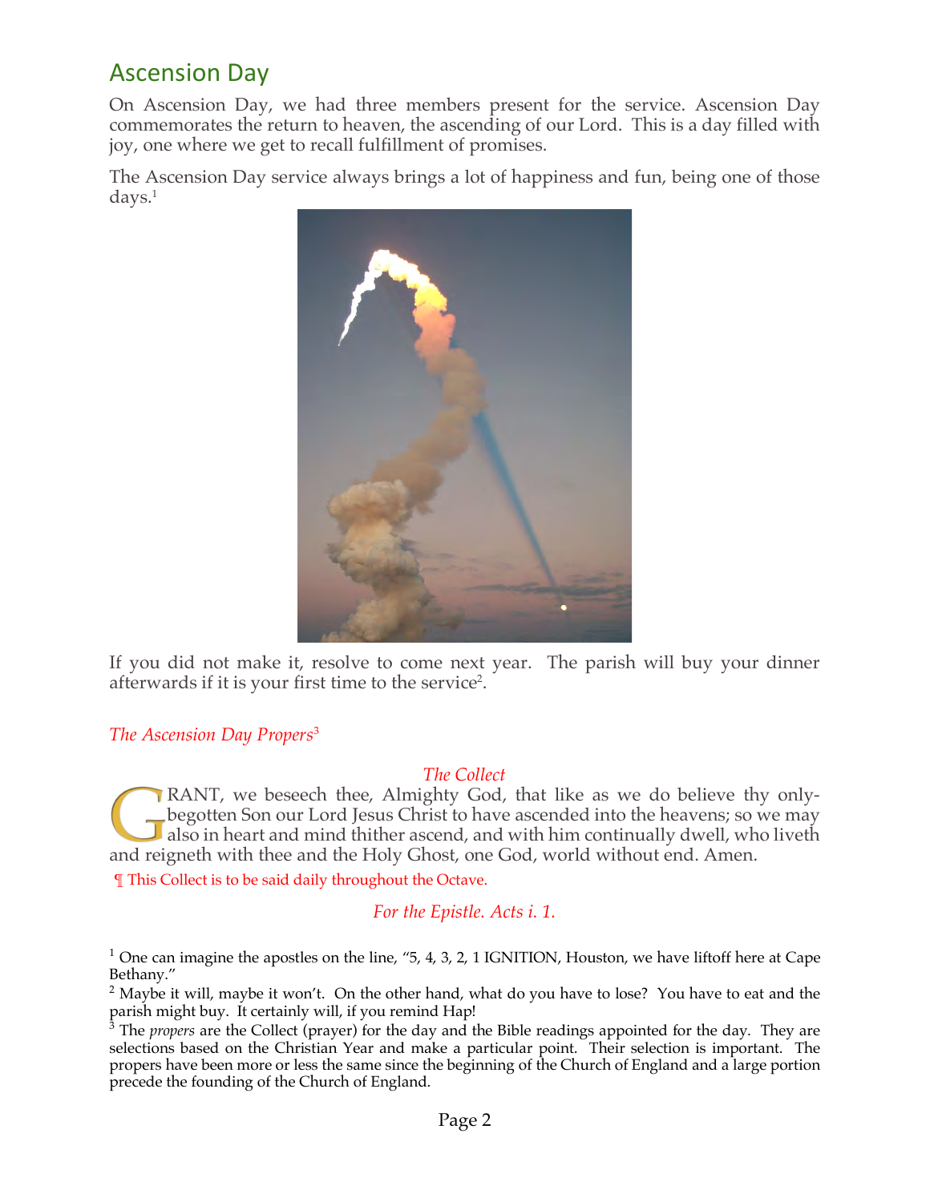## Ascension Day

On Ascension Day, we had three members present for the service. Ascension Day commemorates the return to heaven, the ascending of our Lord. This is a day filled with joy, one where we get to recall fulfillment of promises.

The Ascension Day service always brings a lot of happiness and fun, being one of those days.[1]

If you did not make it, resolve to come next year. The parish will buy your dinner afterwards if it is your first time to the service[2].

*The Ascension Day Propers*[3]

*The Collect*

GRANT, we beseech thee, Almighty God, that like as we do believe thy only-begotten Son our Lord Jesus Christ to have ascended into the heavens; so we may also in heart and mind thither ascend, and with him continually dwell, who liveth and reigneth with thee and the Holy Ghost, one God, world without end. Amen.

¶ This Collect is to be said daily throughout the Octave.

*For the Epistle. Acts i. 1.*

---

[1] One can imagine the apostles on the line, "5, 4, 3, 2, 1 IGNITION, Houston, we have liftoff here at Cape Bethany."

[2] Maybe it will, maybe it won't. On the other hand, what do you have to lose? You have to eat and the parish might buy. It certainly will, if you remind Hap!

[3] The *propers* are the Collect (prayer) for the day and the Bible readings appointed for the day. They are selections based on the Christian Year and make a particular point. Their selection is important. The propers have been more or less the same since the beginning of the Church of England and a large portion precede the founding of the Church of England.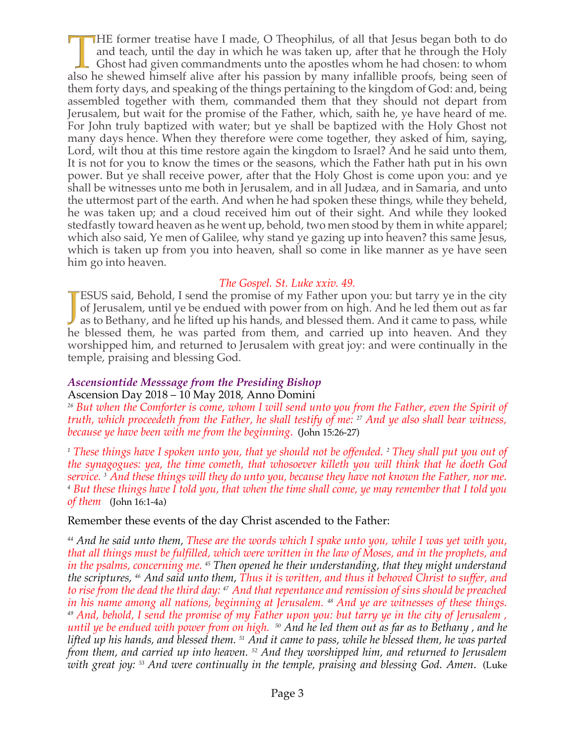THE former treatise have I made, O Theophilus, of all that Jesus began both to do and teach, until the day in which he was taken up, after that he through the Holy Ghost had given commandments unto the apostles whom he had chosen: to whom also he shewed himself alive after his passion by many infallible proofs, being seen of them forty days, and speaking of the things pertaining to the kingdom of God: and, being assembled together with them, commanded them that they should not depart from Jerusalem, but wait for the promise of the Father, which, saith he, ye have heard of me. For John truly baptized with water; but ye shall be baptized with the Holy Ghost not many days hence. When they therefore were come together, they asked of him, saying, Lord, wilt thou at this time restore again the kingdom to Israel? And he said unto them, It is not for you to know the times or the seasons, which the Father hath put in his own power. But ye shall receive power, after that the Holy Ghost is come upon you: and ye shall be witnesses unto me both in Jerusalem, and in all Judæa, and in Samaria, and unto the uttermost part of the earth. And when he had spoken these things, while they beheld, he was taken up; and a cloud received him out of their sight. And while they looked stedfastly toward heaven as he went up, behold, two men stood by them in white apparel; which also said, Ye men of Galilee, why stand ye gazing up into heaven? this same Jesus, which is taken up from you into heaven, shall so come in like manner as ye have seen him go into heaven.

*The Gospel. St. Luke xxiv. 49.*

JESUS said, Behold, I send the promise of my Father upon you: but tarry ye in the city of Jerusalem, until ye be endued with power from on high. And he led them out as far as to Bethany, and he lifted up his hands, and blessed them. And it came to pass, while he blessed them, he was parted from them, and carried up into heaven. And they worshipped him, and returned to Jerusalem with great joy: and were continually in the temple, praising and blessing God.

### *Ascensiontide Messsage from the Presiding Bishop*

Ascension Day 2018 – 10 May 2018, Anno Domini

*[26] But when the Comforter is come, whom I will send unto you from the Father, even the Spirit of truth, which proceedeth from the Father, he shall testify of me: [27] And ye also shall bear witness, because ye have been with me from the beginning.* (John 15:26-27)

*[1] These things have I spoken unto you, that ye should not be offended. [2] They shall put you out of the synagogues: yea, the time cometh, that whosoever killeth you will think that he doeth God service. [3] And these things will they do unto you, because they have not known the Father, nor me. [4] But these things have I told you, that when the time shall come, ye may remember that I told you of them* (John 16:1-4a)

Remember these events of the day Christ ascended to the Father:

*[44] And he said unto them, These are the words which I spake unto you, while I was yet with you, that all things must be fulfilled, which were written in the law of Moses, and in the prophets, and in the psalms, concerning me. [45] Then opened he their understanding, that they might understand the scriptures, [46] And said unto them, Thus it is written, and thus it behoved Christ to suffer, and to rise from the dead the third day: [47] And that repentance and remission of sins should be preached in his name among all nations, beginning at Jerusalem. [48] And ye are witnesses of these things. [49] And, behold, I send the promise of my Father upon you: but tarry ye in the city of Jerusalem , until ye be endued with power from on high. [50] And he led them out as far as to Bethany , and he lifted up his hands, and blessed them. [51] And it came to pass, while he blessed them, he was parted from them, and carried up into heaven. [52] And they worshipped him, and returned to Jerusalem with great joy: [53] And were continually in the temple, praising and blessing God. Amen.* (Luke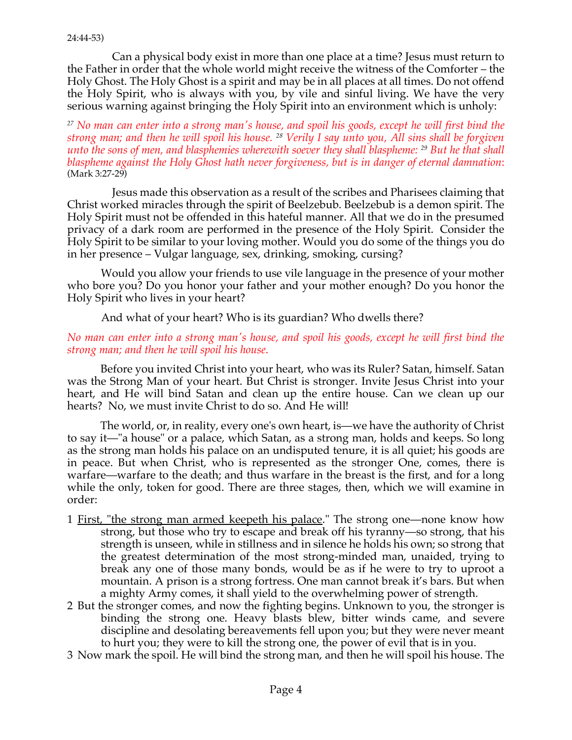24:44-53)

Can a physical body exist in more than one place at a time? Jesus must return to the Father in order that the whole world might receive the witness of the Comforter – the Holy Ghost. The Holy Ghost is a spirit and may be in all places at all times. Do not offend the Holy Spirit, who is always with you, by vile and sinful living. We have the very serious warning against bringing the Holy Spirit into an environment which is unholy:

*[27] No man can enter into a strong man's house, and spoil his goods, except he will first bind the strong man; and then he will spoil his house. [28] Verily I say unto you, All sins shall be forgiven unto the sons of men, and blasphemies wherewith soever they shall blaspheme: [29] But he that shall blaspheme against the Holy Ghost hath never forgiveness, but is in danger of eternal damnation*: (Mark 3:27-29)

Jesus made this observation as a result of the scribes and Pharisees claiming that Christ worked miracles through the spirit of Beelzebub. Beelzebub is a demon spirit. The Holy Spirit must not be offended in this hateful manner. All that we do in the presumed privacy of a dark room are performed in the presence of the Holy Spirit. Consider the Holy Spirit to be similar to your loving mother. Would you do some of the things you do in her presence – Vulgar language, sex, drinking, smoking, cursing?

Would you allow your friends to use vile language in the presence of your mother who bore you? Do you honor your father and your mother enough? Do you honor the Holy Spirit who lives in your heart?

And what of your heart? Who is its guardian? Who dwells there?

*No man can enter into a strong man's house, and spoil his goods, except he will first bind the strong man; and then he will spoil his house.*

Before you invited Christ into your heart, who was its Ruler? Satan, himself. Satan was the Strong Man of your heart. But Christ is stronger. Invite Jesus Christ into your heart, and He will bind Satan and clean up the entire house. Can we clean up our hearts? No, we must invite Christ to do so. And He will!

The world, or, in reality, every one's own heart, is—we have the authority of Christ to say it—"a house" or a palace, which Satan, as a strong man, holds and keeps. So long as the strong man holds his palace on an undisputed tenure, it is all quiet; his goods are in peace. But when Christ, who is represented as the stronger One, comes, there is warfare—warfare to the death; and thus warfare in the breast is the first, and for a long while the only, token for good. There are three stages, then, which we will examine in order:

1 First, "the strong man armed keepeth his palace." The strong one—none know how strong, but those who try to escape and break off his tyranny—so strong, that his strength is unseen, while in stillness and in silence he holds his own; so strong that the greatest determination of the most strong-minded man, unaided, trying to break any one of those many bonds, would be as if he were to try to uproot a mountain. A prison is a strong fortress. One man cannot break it's bars. But when a mighty Army comes, it shall yield to the overwhelming power of strength.
2 But the stronger comes, and now the fighting begins. Unknown to you, the stronger is binding the strong one. Heavy blasts blew, bitter winds came, and severe discipline and desolating bereavements fell upon you; but they were never meant to hurt you; they were to kill the strong one, the power of evil that is in you.
3 Now mark the spoil. He will bind the strong man, and then he will spoil his house. The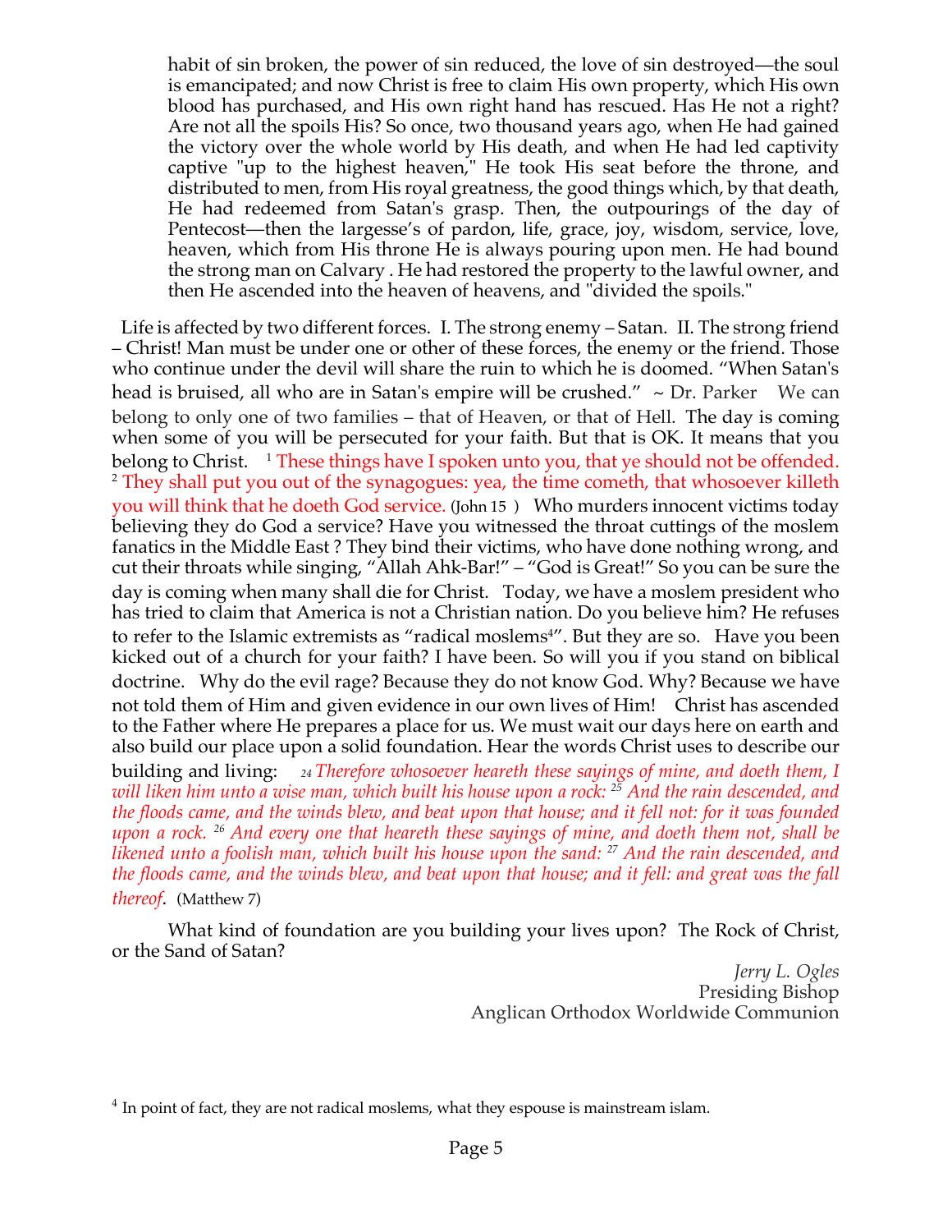> habit of sin broken, the power of sin reduced, the love of sin destroyed—the soul is emancipated; and now Christ is free to claim His own property, which His own blood has purchased, and His own right hand has rescued. Has He not a right? Are not all the spoils His? So once, two thousand years ago, when He had gained the victory over the whole world by His death, and when He had led captivity captive "up to the highest heaven," He took His seat before the throne, and distributed to men, from His royal greatness, the good things which, by that death, He had redeemed from Satan's grasp. Then, the outpourings of the day of Pentecost—then the largesse's of pardon, life, grace, joy, wisdom, service, love, heaven, which from His throne He is always pouring upon men. He had bound the strong man on Calvary . He had restored the property to the lawful owner, and then He ascended into the heaven of heavens, and "divided the spoils."

Life is affected by two different forces. I. The strong enemy – Satan. II. The strong friend – Christ! Man must be under one or other of these forces, the enemy or the friend. Those who continue under the devil will share the ruin to which he is doomed. "When Satan's head is bruised, all who are in Satan's empire will be crushed." ~ Dr. Parker We can belong to only one of two families – that of Heaven, or that of Hell. The day is coming when some of you will be persecuted for your faith. But that is OK. It means that you belong to Christ. [1] These things have I spoken unto you, that ye should not be offended. [2] They shall put you out of the synagogues: yea, the time cometh, that whosoever killeth you will think that he doeth God service. (John 15 ) Who murders innocent victims today believing they do God a service? Have you witnessed the throat cuttings of the moslem fanatics in the Middle East ? They bind their victims, who have done nothing wrong, and cut their throats while singing, "Allah Ahk-Bar!" – "God is Great!" So you can be sure the day is coming when many shall die for Christ. Today, we have a moslem president who has tried to claim that America is not a Christian nation. Do you believe him? He refuses to refer to the Islamic extremists as "radical moslems[4]". But they are so. Have you been kicked out of a church for your faith? I have been. So will you if you stand on biblical doctrine. Why do the evil rage? Because they do not know God. Why? Because we have not told them of Him and given evidence in our own lives of Him! Christ has ascended to the Father where He prepares a place for us. We must wait our days here on earth and also build our place upon a solid foundation. Hear the words Christ uses to describe our building and living: *[24] Therefore whosoever heareth these sayings of mine, and doeth them, I will liken him unto a wise man, which built his house upon a rock: [25] And the rain descended, and the floods came, and the winds blew, and beat upon that house; and it fell not: for it was founded upon a rock. [26] And every one that heareth these sayings of mine, and doeth them not, shall be likened unto a foolish man, which built his house upon the sand: [27] And the rain descended, and the floods came, and the winds blew, and beat upon that house; and it fell: and great was the fall thereof*. (Matthew 7)

What kind of foundation are you building your lives upon? The Rock of Christ, or the Sand of Satan?

*Jerry L. Ogles*
Presiding Bishop
Anglican Orthodox Worldwide Communion

---

[4] In point of fact, they are not radical moslems, what they espouse is mainstream islam.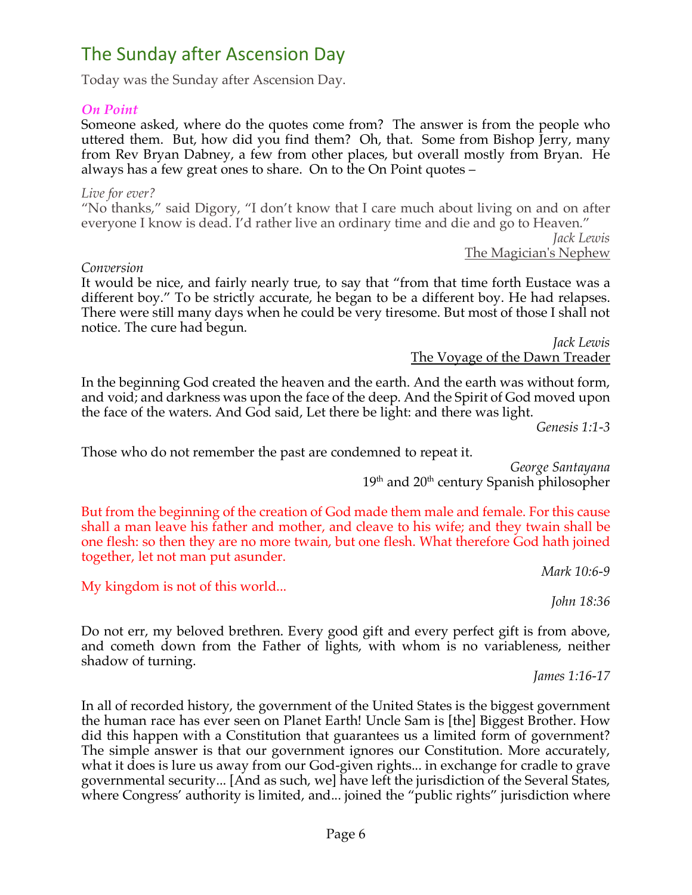# The Sunday after Ascension Day

Today was the Sunday after Ascension Day.

### *On Point*

Someone asked, where do the quotes come from? The answer is from the people who uttered them. But, how did you find them? Oh, that. Some from Bishop Jerry, many from Rev Bryan Dabney, a few from other places, but overall mostly from Bryan. He always has a few great ones to share. On to the On Point quotes –

*Live for ever?*

"No thanks," said Digory, "I don't know that I care much about living on and on after everyone I know is dead. I'd rather live an ordinary time and die and go to Heaven."

*Jack Lewis*
The Magician's Nephew

*Conversion*

It would be nice, and fairly nearly true, to say that "from that time forth Eustace was a different boy." To be strictly accurate, he began to be a different boy. He had relapses. There were still many days when he could be very tiresome. But most of those I shall not notice. The cure had begun.

*Jack Lewis*
The Voyage of the Dawn Treader

In the beginning God created the heaven and the earth. And the earth was without form, and void; and darkness was upon the face of the deep. And the Spirit of God moved upon the face of the waters. And God said, Let there be light: and there was light.

*Genesis 1:1-3*

Those who do not remember the past are condemned to repeat it.

*George Santayana*
19th and 20th century Spanish philosopher

But from the beginning of the creation of God made them male and female. For this cause shall a man leave his father and mother, and cleave to his wife; and they twain shall be one flesh: so then they are no more twain, but one flesh. What therefore God hath joined together, let not man put asunder.

*Mark 10:6-9*

My kingdom is not of this world...

*John 18:36*

Do not err, my beloved brethren. Every good gift and every perfect gift is from above, and cometh down from the Father of lights, with whom is no variableness, neither shadow of turning.

*James 1:16-17*

In all of recorded history, the government of the United States is the biggest government the human race has ever seen on Planet Earth! Uncle Sam is [the] Biggest Brother. How did this happen with a Constitution that guarantees us a limited form of government? The simple answer is that our government ignores our Constitution. More accurately, what it does is lure us away from our God-given rights... in exchange for cradle to grave governmental security... [And as such, we] have left the jurisdiction of the Several States, where Congress' authority is limited, and... joined the "public rights" jurisdiction where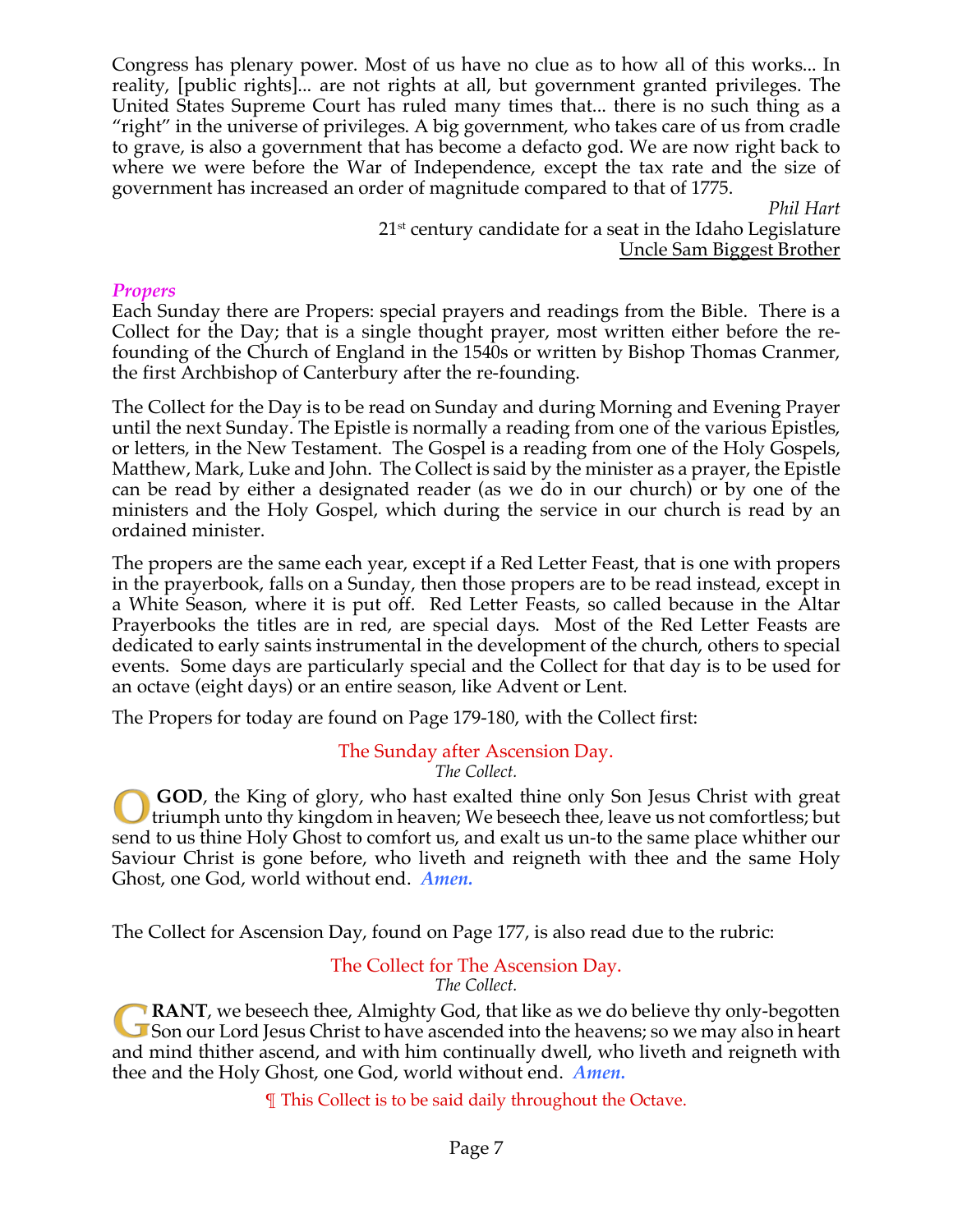Congress has plenary power. Most of us have no clue as to how all of this works... In reality, [public rights]... are not rights at all, but government granted privileges. The United States Supreme Court has ruled many times that... there is no such thing as a "right" in the universe of privileges. A big government, who takes care of us from cradle to grave, is also a government that has become a defacto god. We are now right back to where we were before the War of Independence, except the tax rate and the size of government has increased an order of magnitude compared to that of 1775.

*Phil Hart*
21st century candidate for a seat in the Idaho Legislature
Uncle Sam Biggest Brother

### *Propers*

Each Sunday there are Propers: special prayers and readings from the Bible. There is a Collect for the Day; that is a single thought prayer, most written either before the re-founding of the Church of England in the 1540s or written by Bishop Thomas Cranmer, the first Archbishop of Canterbury after the re-founding.

The Collect for the Day is to be read on Sunday and during Morning and Evening Prayer until the next Sunday. The Epistle is normally a reading from one of the various Epistles, or letters, in the New Testament. The Gospel is a reading from one of the Holy Gospels, Matthew, Mark, Luke and John. The Collect is said by the minister as a prayer, the Epistle can be read by either a designated reader (as we do in our church) or by one of the ministers and the Holy Gospel, which during the service in our church is read by an ordained minister.

The propers are the same each year, except if a Red Letter Feast, that is one with propers in the prayerbook, falls on a Sunday, then those propers are to be read instead, except in a White Season, where it is put off. Red Letter Feasts, so called because in the Altar Prayerbooks the titles are in red, are special days. Most of the Red Letter Feasts are dedicated to early saints instrumental in the development of the church, others to special events. Some days are particularly special and the Collect for that day is to be used for an octave (eight days) or an entire season, like Advent or Lent.

The Propers for today are found on Page 179-180, with the Collect first:

The Sunday after Ascension Day.
*The Collect.*

O **GOD**, the King of glory, who hast exalted thine only Son Jesus Christ with great triumph unto thy kingdom in heaven; We beseech thee, leave us not comfortless; but send to us thine Holy Ghost to comfort us, and exalt us un-to the same place whither our Saviour Christ is gone before, who liveth and reigneth with thee and the same Holy Ghost, one God, world without end. ***Amen.***

The Collect for Ascension Day, found on Page 177, is also read due to the rubric:

The Collect for The Ascension Day.
*The Collect.*

G**RANT**, we beseech thee, Almighty God, that like as we do believe thy only-begotten Son our Lord Jesus Christ to have ascended into the heavens; so we may also in heart and mind thither ascend, and with him continually dwell, who liveth and reigneth with thee and the Holy Ghost, one God, world without end. ***Amen.***

¶ This Collect is to be said daily throughout the Octave.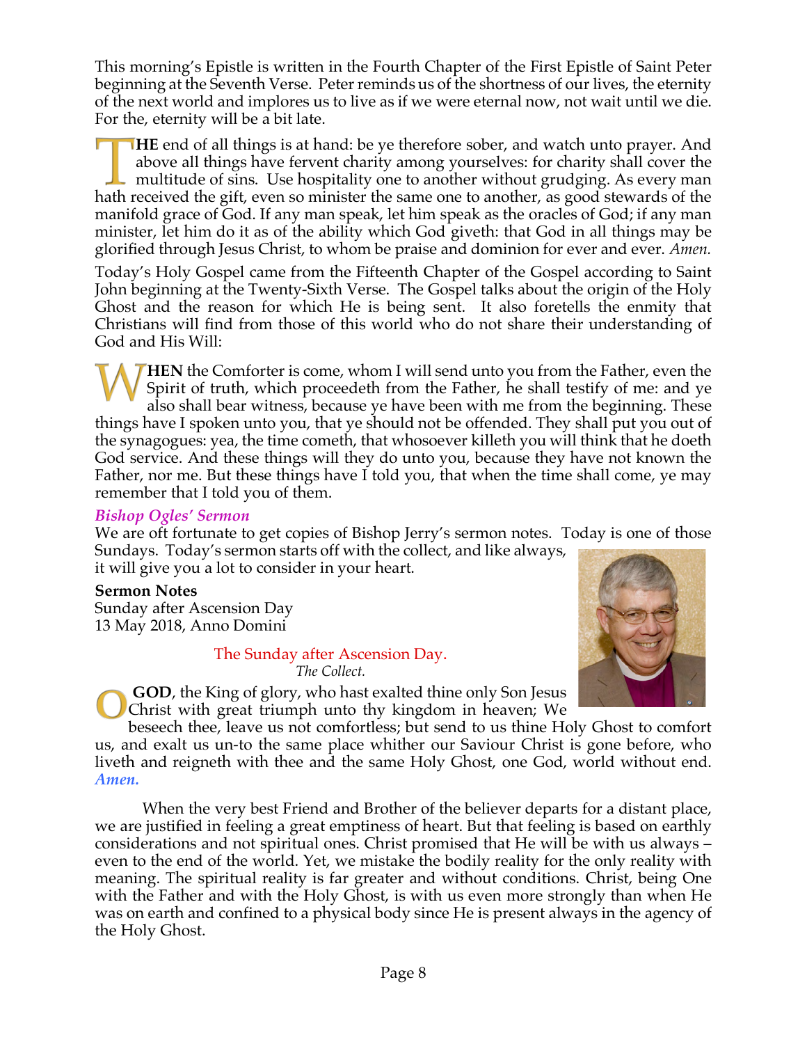This morning's Epistle is written in the Fourth Chapter of the First Epistle of Saint Peter beginning at the Seventh Verse. Peter reminds us of the shortness of our lives, the eternity of the next world and implores us to live as if we were eternal now, not wait until we die. For the, eternity will be a bit late.

**THE** end of all things is at hand: be ye therefore sober, and watch unto prayer. And above all things have fervent charity among yourselves: for charity shall cover the multitude of sins. Use hospitality one to another without grudging. As every man hath received the gift, even so minister the same one to another, as good stewards of the manifold grace of God. If any man speak, let him speak as the oracles of God; if any man minister, let him do it as of the ability which God giveth: that God in all things may be glorified through Jesus Christ, to whom be praise and dominion for ever and ever. *Amen.*

Today's Holy Gospel came from the Fifteenth Chapter of the Gospel according to Saint John beginning at the Twenty-Sixth Verse. The Gospel talks about the origin of the Holy Ghost and the reason for which He is being sent. It also foretells the enmity that Christians will find from those of this world who do not share their understanding of God and His Will:

**WHEN** the Comforter is come, whom I will send unto you from the Father, even the Spirit of truth, which proceedeth from the Father, he shall testify of me: and ye also shall bear witness, because ye have been with me from the beginning. These things have I spoken unto you, that ye should not be offended. They shall put you out of the synagogues: yea, the time cometh, that whosoever killeth you will think that he doeth God service. And these things will they do unto you, because they have not known the Father, nor me. But these things have I told you, that when the time shall come, ye may remember that I told you of them.

### *Bishop Ogles' Sermon*

We are oft fortunate to get copies of Bishop Jerry's sermon notes. Today is one of those Sundays. Today's sermon starts off with the collect, and like always, it will give you a lot to consider in your heart.

**Sermon Notes**
Sunday after Ascension Day
13 May 2018, Anno Domini

The Sunday after Ascension Day.
*The Collect.*

**O GOD**, the King of glory, who hast exalted thine only Son Jesus Christ with great triumph unto thy kingdom in heaven; We beseech thee, leave us not comfortless; but send to us thine Holy Ghost to comfort us, and exalt us un-to the same place whither our Saviour Christ is gone before, who liveth and reigneth with thee and the same Holy Ghost, one God, world without end. ***Amen.***

When the very best Friend and Brother of the believer departs for a distant place, we are justified in feeling a great emptiness of heart. But that feeling is based on earthly considerations and not spiritual ones. Christ promised that He will be with us always – even to the end of the world. Yet, we mistake the bodily reality for the only reality with meaning. The spiritual reality is far greater and without conditions. Christ, being One with the Father and with the Holy Ghost, is with us even more strongly than when He was on earth and confined to a physical body since He is present always in the agency of the Holy Ghost.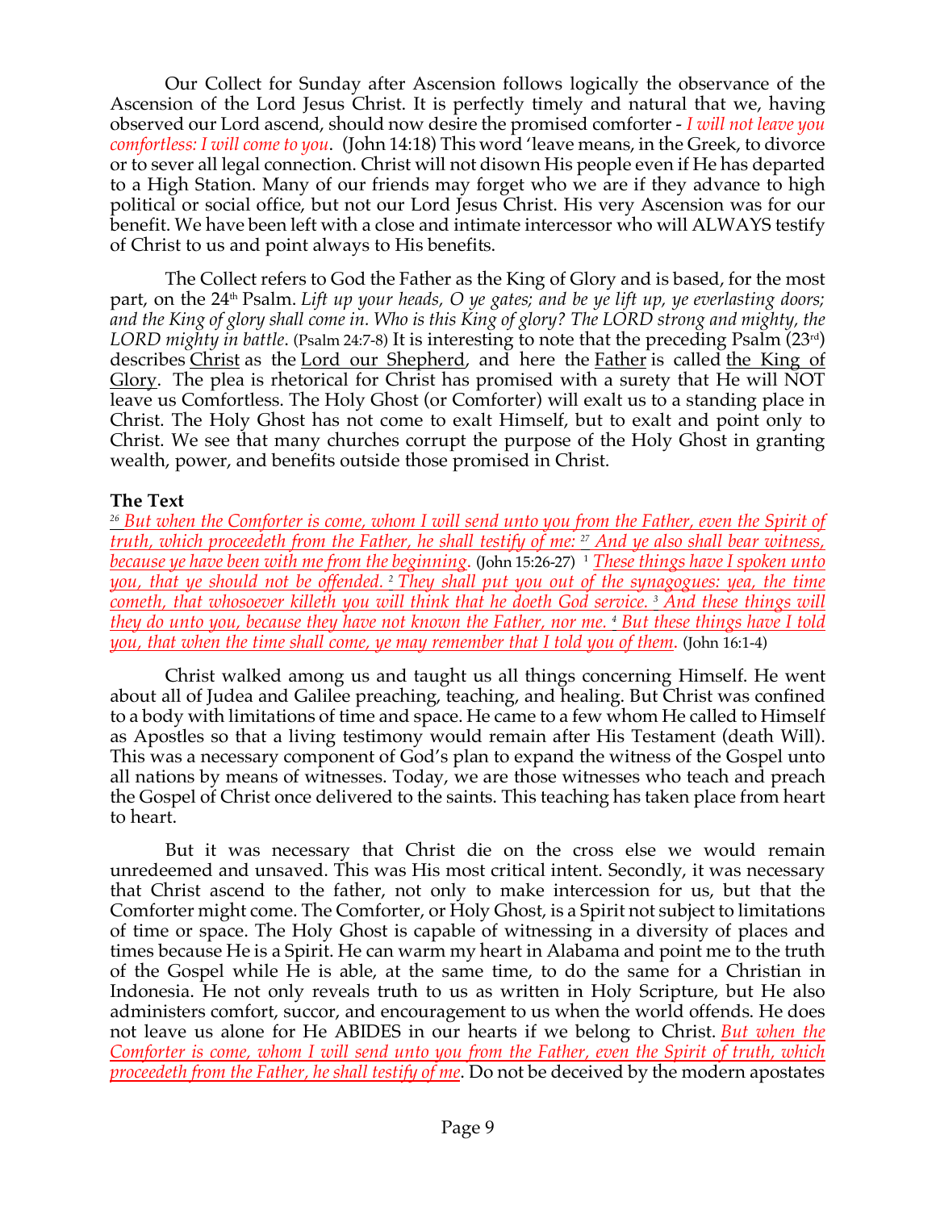Our Collect for Sunday after Ascension follows logically the observance of the Ascension of the Lord Jesus Christ. It is perfectly timely and natural that we, having observed our Lord ascend, should now desire the promised comforter - *I will not leave you comfortless: I will come to you*. (John 14:18) This word 'leave means, in the Greek, to divorce or to sever all legal connection. Christ will not disown His people even if He has departed to a High Station. Many of our friends may forget who we are if they advance to high political or social office, but not our Lord Jesus Christ. His very Ascension was for our benefit. We have been left with a close and intimate intercessor who will ALWAYS testify of Christ to us and point always to His benefits.

The Collect refers to God the Father as the King of Glory and is based, for the most part, on the 24th Psalm. *Lift up your heads, O ye gates; and be ye lift up, ye everlasting doors; and the King of glory shall come in. Who is this King of glory? The LORD strong and mighty, the LORD mighty in battle*. (Psalm 24:7-8) It is interesting to note that the preceding Psalm (23rd) describes <u>Christ</u> as the <u>Lord our Shepherd</u>, and here the <u>Father</u> is called <u>the King of Glory</u>. The plea is rhetorical for Christ has promised with a surety that He will NOT leave us Comfortless. The Holy Ghost (or Comforter) will exalt us to a standing place in Christ. The Holy Ghost has not come to exalt Himself, but to exalt and point only to Christ. We see that many churches corrupt the purpose of the Holy Ghost in granting wealth, power, and benefits outside those promised in Christ.

**The Text**

*[26] <u>But when the Comforter is come, whom I will send unto you from the Father, even the Spirit of truth, which proceedeth from the Father, he shall testify of me:</u> [27] <u>And ye also shall bear witness, because ye have been with me from the beginning</u>*. (John 15:26-27) [1] *<u>These things have I spoken unto you, that ye should not be offended.</u> [2] <u>They shall put you out of the synagogues: yea, the time cometh, that whosoever killeth you will think that he doeth God service.</u> [3] <u>And these things will they do unto you, because they have not known the Father, nor me.</u> [4] <u>But these things have I told you, that when the time shall come, ye may remember that I told you of them</u>*. (John 16:1-4)

Christ walked among us and taught us all things concerning Himself. He went about all of Judea and Galilee preaching, teaching, and healing. But Christ was confined to a body with limitations of time and space. He came to a few whom He called to Himself as Apostles so that a living testimony would remain after His Testament (death Will). This was a necessary component of God's plan to expand the witness of the Gospel unto all nations by means of witnesses. Today, we are those witnesses who teach and preach the Gospel of Christ once delivered to the saints. This teaching has taken place from heart to heart.

But it was necessary that Christ die on the cross else we would remain unredeemed and unsaved. This was His most critical intent. Secondly, it was necessary that Christ ascend to the father, not only to make intercession for us, but that the Comforter might come. The Comforter, or Holy Ghost, is a Spirit not subject to limitations of time or space. The Holy Ghost is capable of witnessing in a diversity of places and times because He is a Spirit. He can warm my heart in Alabama and point me to the truth of the Gospel while He is able, at the same time, to do the same for a Christian in Indonesia. He not only reveals truth to us as written in Holy Scripture, but He also administers comfort, succor, and encouragement to us when the world offends. He does not leave us alone for He ABIDES in our hearts if we belong to Christ. *<u>But when the Comforter is come, whom I will send unto you from the Father, even the Spirit of truth, which proceedeth from the Father, he shall testify of me</u>*. Do not be deceived by the modern apostates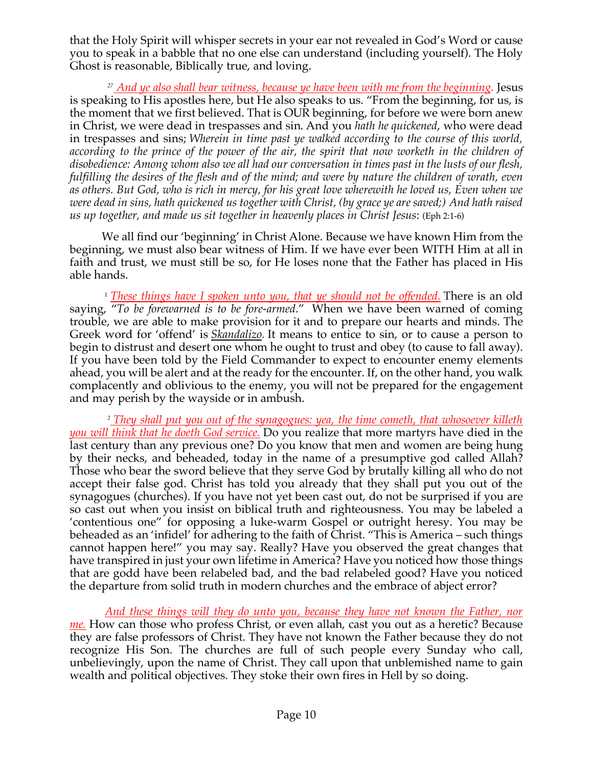that the Holy Spirit will whisper secrets in your ear not revealed in God's Word or cause you to speak in a babble that no one else can understand (including yourself). The Holy Ghost is reasonable, Biblically true, and loving.

[27] *And ye also shall bear witness, because ye have been with me from the beginning.* Jesus is speaking to His apostles here, but He also speaks to us. "From the beginning, for us, is the moment that we first believed. That is OUR beginning, for before we were born anew in Christ, we were dead in trespasses and sin. And you *hath he quickened*, who were dead in trespasses and sins; *Wherein in time past ye walked according to the course of this world, according to the prince of the power of the air, the spirit that now worketh in the children of disobedience: Among whom also we all had our conversation in times past in the lusts of our flesh, fulfilling the desires of the flesh and of the mind; and were by nature the children of wrath, even as others. But God, who is rich in mercy, for his great love wherewith he loved us, Even when we were dead in sins, hath quickened us together with Christ, (by grace ye are saved;) And hath raised us up together, and made us sit together in heavenly places in Christ Jesus*: (Eph 2:1-6)

We all find our 'beginning' in Christ Alone. Because we have known Him from the beginning, we must also bear witness of Him. If we have ever been WITH Him at all in faith and trust, we must still be so, for He loses none that the Father has placed in His able hands.

[1] *These things have I spoken unto you, that ye should not be offended.* There is an old saying, "*To be forewarned is to be fore-armed*." When we have been warned of coming trouble, we are able to make provision for it and to prepare our hearts and minds. The Greek word for 'offend' is *Skandalizo.* It means to entice to sin, or to cause a person to begin to distrust and desert one whom he ought to trust and obey (to cause to fall away). If you have been told by the Field Commander to expect to encounter enemy elements ahead, you will be alert and at the ready for the encounter. If, on the other hand, you walk complacently and oblivious to the enemy, you will not be prepared for the engagement and may perish by the wayside or in ambush.

[2] *They shall put you out of the synagogues: yea, the time cometh, that whosoever killeth you will think that he doeth God service.* Do you realize that more martyrs have died in the last century than any previous one? Do you know that men and women are being hung by their necks, and beheaded, today in the name of a presumptive god called Allah? Those who bear the sword believe that they serve God by brutally killing all who do not accept their false god. Christ has told you already that they shall put you out of the synagogues (churches). If you have not yet been cast out, do not be surprised if you are so cast out when you insist on biblical truth and righteousness. You may be labeled a 'contentious one" for opposing a luke-warm Gospel or outright heresy. You may be beheaded as an 'infidel' for adhering to the faith of Christ. "This is America – such things cannot happen here!" you may say. Really? Have you observed the great changes that have transpired in just your own lifetime in America? Have you noticed how those things that are godd have been relabeled bad, and the bad relabeled good? Have you noticed the departure from solid truth in modern churches and the embrace of abject error?

*And these things will they do unto you, because they have not known the Father, nor me.* How can those who profess Christ, or even allah, cast you out as a heretic? Because they are false professors of Christ. They have not known the Father because they do not recognize His Son. The churches are full of such people every Sunday who call, unbelievingly, upon the name of Christ. They call upon that unblemished name to gain wealth and political objectives. They stoke their own fires in Hell by so doing.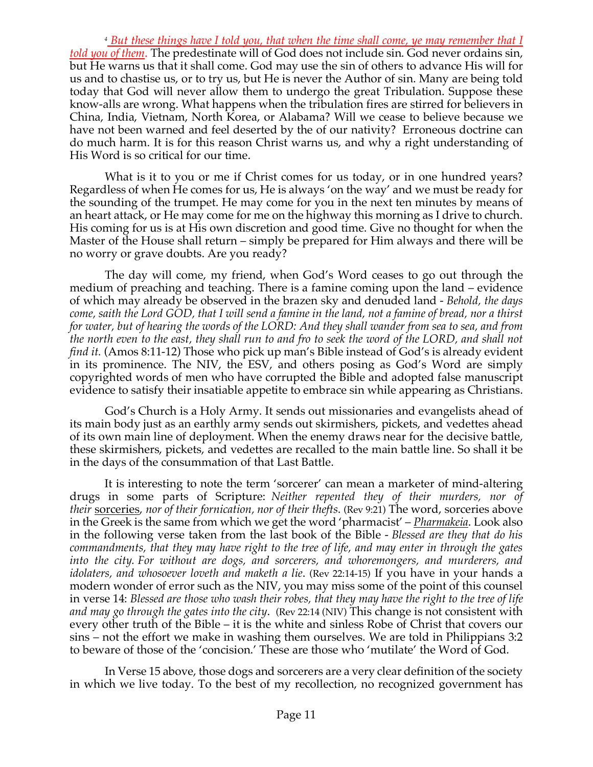[4] *But these things have I told you, that when the time shall come, ye may remember that I told you of them*. The predestinate will of God does not include sin. God never ordains sin, but He warns us that it shall come. God may use the sin of others to advance His will for us and to chastise us, or to try us, but He is never the Author of sin. Many are being told today that God will never allow them to undergo the great Tribulation. Suppose these know-alls are wrong. What happens when the tribulation fires are stirred for believers in China, India, Vietnam, North Korea, or Alabama? Will we cease to believe because we have not been warned and feel deserted by the of our nativity? Erroneous doctrine can do much harm. It is for this reason Christ warns us, and why a right understanding of His Word is so critical for our time.

What is it to you or me if Christ comes for us today, or in one hundred years? Regardless of when He comes for us, He is always 'on the way' and we must be ready for the sounding of the trumpet. He may come for you in the next ten minutes by means of an heart attack, or He may come for me on the highway this morning as I drive to church. His coming for us is at His own discretion and good time. Give no thought for when the Master of the House shall return – simply be prepared for Him always and there will be no worry or grave doubts. Are you ready?

The day will come, my friend, when God's Word ceases to go out through the medium of preaching and teaching. There is a famine coming upon the land – evidence of which may already be observed in the brazen sky and denuded land - *Behold, the days come, saith the Lord GOD, that I will send a famine in the land, not a famine of bread, nor a thirst for water, but of hearing the words of the LORD: And they shall wander from sea to sea, and from the north even to the east, they shall run to and fro to seek the word of the LORD, and shall not find it.* (Amos 8:11-12) Those who pick up man's Bible instead of God's is already evident in its prominence. The NIV, the ESV, and others posing as God's Word are simply copyrighted words of men who have corrupted the Bible and adopted false manuscript evidence to satisfy their insatiable appetite to embrace sin while appearing as Christians.

God's Church is a Holy Army. It sends out missionaries and evangelists ahead of its main body just as an earthly army sends out skirmishers, pickets, and vedettes ahead of its own main line of deployment. When the enemy draws near for the decisive battle, these skirmishers, pickets, and vedettes are recalled to the main battle line. So shall it be in the days of the consummation of that Last Battle.

It is interesting to note the term 'sorcerer' can mean a marketer of mind-altering drugs in some parts of Scripture: *Neither repented they of their murders, nor of their* sorceries*, nor of their fornication, nor of their thefts*. (Rev 9:21) The word, sorceries above in the Greek is the same from which we get the word 'pharmacist' – *Pharmakeia*. Look also in the following verse taken from the last book of the Bible - *Blessed are they that do his commandments, that they may have right to the tree of life, and may enter in through the gates into the city. For without are dogs, and sorcerers, and whoremongers, and murderers, and idolaters, and whosoever loveth and maketh a lie*. (Rev 22:14-15) If you have in your hands a modern wonder of error such as the NIV, you may miss some of the point of this counsel in verse 14: *Blessed are those who wash their robes, that they may have the right to the tree of life and may go through the gates into the city*. (Rev 22:14 (NIV) This change is not consistent with every other truth of the Bible – it is the white and sinless Robe of Christ that covers our sins – not the effort we make in washing them ourselves. We are told in Philippians 3:2 to beware of those of the 'concision.' These are those who 'mutilate' the Word of God.

In Verse 15 above, those dogs and sorcerers are a very clear definition of the society in which we live today. To the best of my recollection, no recognized government has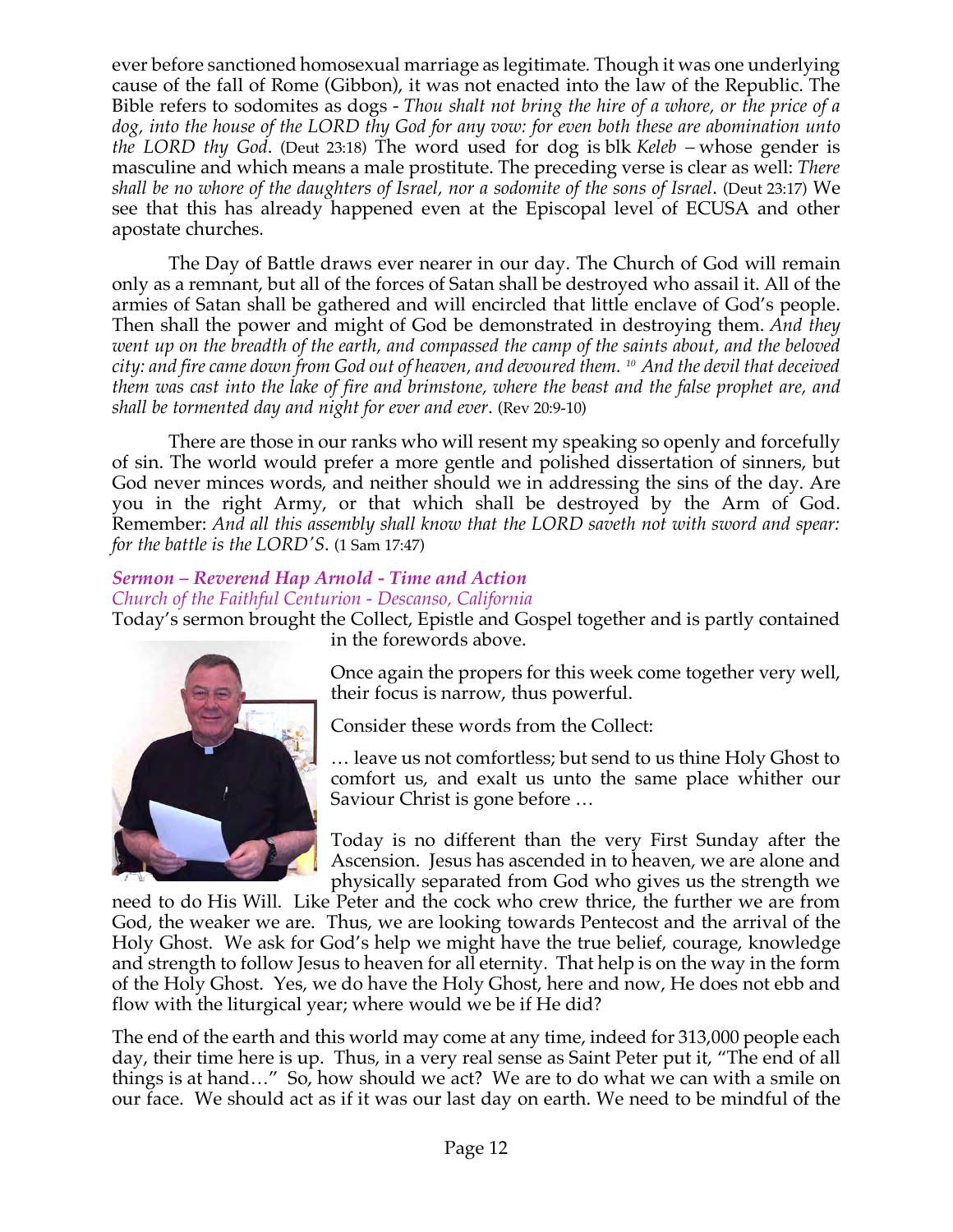ever before sanctioned homosexual marriage as legitimate. Though it was one underlying cause of the fall of Rome (Gibbon), it was not enacted into the law of the Republic. The Bible refers to sodomites as dogs - *Thou shalt not bring the hire of a whore, or the price of a dog, into the house of the LORD thy God for any vow: for even both these are abomination unto the LORD thy God*. (Deut 23:18) The word used for dog is blk *Keleb* – whose gender is masculine and which means a male prostitute. The preceding verse is clear as well: *There shall be no whore of the daughters of Israel, nor a sodomite of the sons of Israel*. (Deut 23:17) We see that this has already happened even at the Episcopal level of ECUSA and other apostate churches.

The Day of Battle draws ever nearer in our day. The Church of God will remain only as a remnant, but all of the forces of Satan shall be destroyed who assail it. All of the armies of Satan shall be gathered and will encircled that little enclave of God's people. Then shall the power and might of God be demonstrated in destroying them. *And they went up on the breadth of the earth, and compassed the camp of the saints about, and the beloved city: and fire came down from God out of heaven, and devoured them. [10] And the devil that deceived them was cast into the lake of fire and brimstone, where the beast and the false prophet are, and shall be tormented day and night for ever and ever*. (Rev 20:9-10)

There are those in our ranks who will resent my speaking so openly and forcefully of sin. The world would prefer a more gentle and polished dissertation of sinners, but God never minces words, and neither should we in addressing the sins of the day. Are you in the right Army, or that which shall be destroyed by the Arm of God. Remember: *And all this assembly shall know that the LORD saveth not with sword and spear: for the battle is the LORD'S*. (1 Sam 17:47)

***Sermon – Reverend Hap Arnold - Time and Action***
*Church of the Faithful Centurion - Descanso, California*

Today's sermon brought the Collect, Epistle and Gospel together and is partly contained in the forewords above.

Once again the propers for this week come together very well, their focus is narrow, thus powerful.

Consider these words from the Collect:

… leave us not comfortless; but send to us thine Holy Ghost to comfort us, and exalt us unto the same place whither our Saviour Christ is gone before …

Today is no different than the very First Sunday after the Ascension. Jesus has ascended in to heaven, we are alone and physically separated from God who gives us the strength we need to do His Will. Like Peter and the cock who crew thrice, the further we are from God, the weaker we are. Thus, we are looking towards Pentecost and the arrival of the Holy Ghost. We ask for God's help we might have the true belief, courage, knowledge and strength to follow Jesus to heaven for all eternity. That help is on the way in the form of the Holy Ghost. Yes, we do have the Holy Ghost, here and now, He does not ebb and flow with the liturgical year; where would we be if He did?

The end of the earth and this world may come at any time, indeed for 313,000 people each day, their time here is up. Thus, in a very real sense as Saint Peter put it, "The end of all things is at hand…" So, how should we act? We are to do what we can with a smile on our face. We should act as if it was our last day on earth. We need to be mindful of the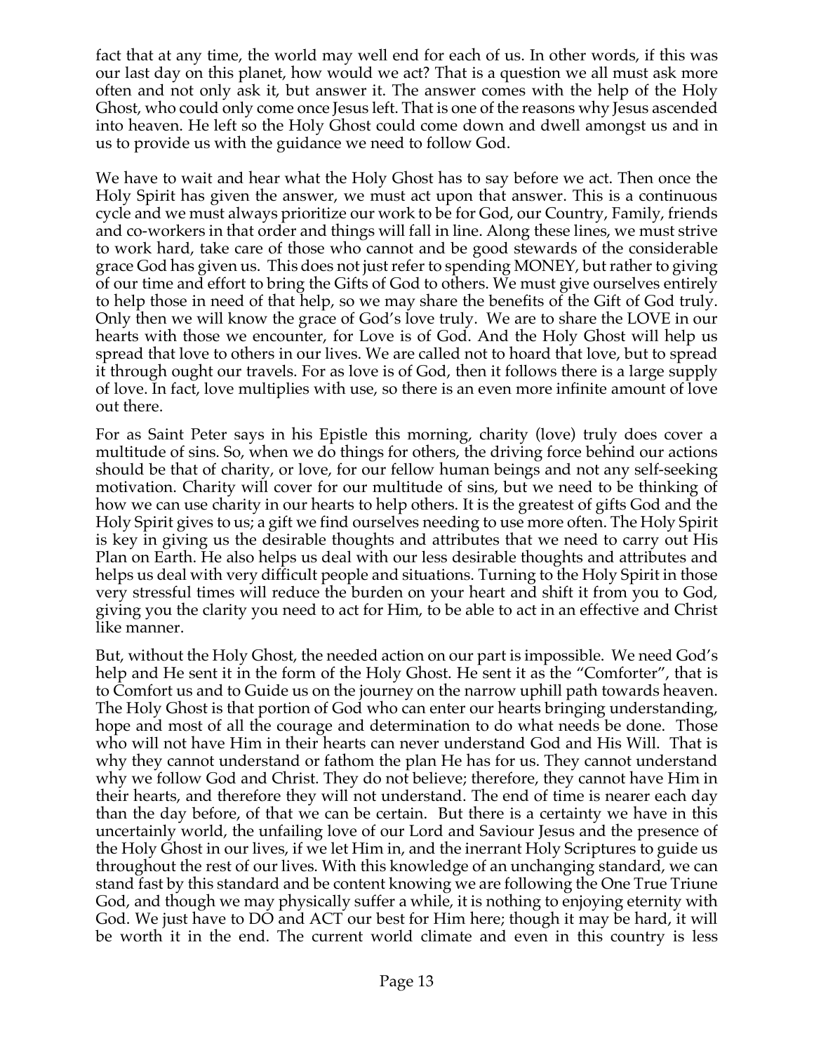fact that at any time, the world may well end for each of us. In other words, if this was our last day on this planet, how would we act? That is a question we all must ask more often and not only ask it, but answer it. The answer comes with the help of the Holy Ghost, who could only come once Jesus left. That is one of the reasons why Jesus ascended into heaven. He left so the Holy Ghost could come down and dwell amongst us and in us to provide us with the guidance we need to follow God.

We have to wait and hear what the Holy Ghost has to say before we act. Then once the Holy Spirit has given the answer, we must act upon that answer. This is a continuous cycle and we must always prioritize our work to be for God, our Country, Family, friends and co-workers in that order and things will fall in line. Along these lines, we must strive to work hard, take care of those who cannot and be good stewards of the considerable grace God has given us. This does not just refer to spending MONEY, but rather to giving of our time and effort to bring the Gifts of God to others. We must give ourselves entirely to help those in need of that help, so we may share the benefits of the Gift of God truly. Only then we will know the grace of God's love truly. We are to share the LOVE in our hearts with those we encounter, for Love is of God. And the Holy Ghost will help us spread that love to others in our lives. We are called not to hoard that love, but to spread it through ought our travels. For as love is of God, then it follows there is a large supply of love. In fact, love multiplies with use, so there is an even more infinite amount of love out there.

For as Saint Peter says in his Epistle this morning, charity (love) truly does cover a multitude of sins. So, when we do things for others, the driving force behind our actions should be that of charity, or love, for our fellow human beings and not any self-seeking motivation. Charity will cover for our multitude of sins, but we need to be thinking of how we can use charity in our hearts to help others. It is the greatest of gifts God and the Holy Spirit gives to us; a gift we find ourselves needing to use more often. The Holy Spirit is key in giving us the desirable thoughts and attributes that we need to carry out His Plan on Earth. He also helps us deal with our less desirable thoughts and attributes and helps us deal with very difficult people and situations. Turning to the Holy Spirit in those very stressful times will reduce the burden on your heart and shift it from you to God, giving you the clarity you need to act for Him, to be able to act in an effective and Christ like manner.

But, without the Holy Ghost, the needed action on our part is impossible. We need God's help and He sent it in the form of the Holy Ghost. He sent it as the "Comforter", that is to Comfort us and to Guide us on the journey on the narrow uphill path towards heaven. The Holy Ghost is that portion of God who can enter our hearts bringing understanding, hope and most of all the courage and determination to do what needs be done. Those who will not have Him in their hearts can never understand God and His Will. That is why they cannot understand or fathom the plan He has for us. They cannot understand why we follow God and Christ. They do not believe; therefore, they cannot have Him in their hearts, and therefore they will not understand. The end of time is nearer each day than the day before, of that we can be certain. But there is a certainty we have in this uncertainly world, the unfailing love of our Lord and Saviour Jesus and the presence of the Holy Ghost in our lives, if we let Him in, and the inerrant Holy Scriptures to guide us throughout the rest of our lives. With this knowledge of an unchanging standard, we can stand fast by this standard and be content knowing we are following the One True Triune God, and though we may physically suffer a while, it is nothing to enjoying eternity with God. We just have to DO and ACT our best for Him here; though it may be hard, it will be worth it in the end. The current world climate and even in this country is less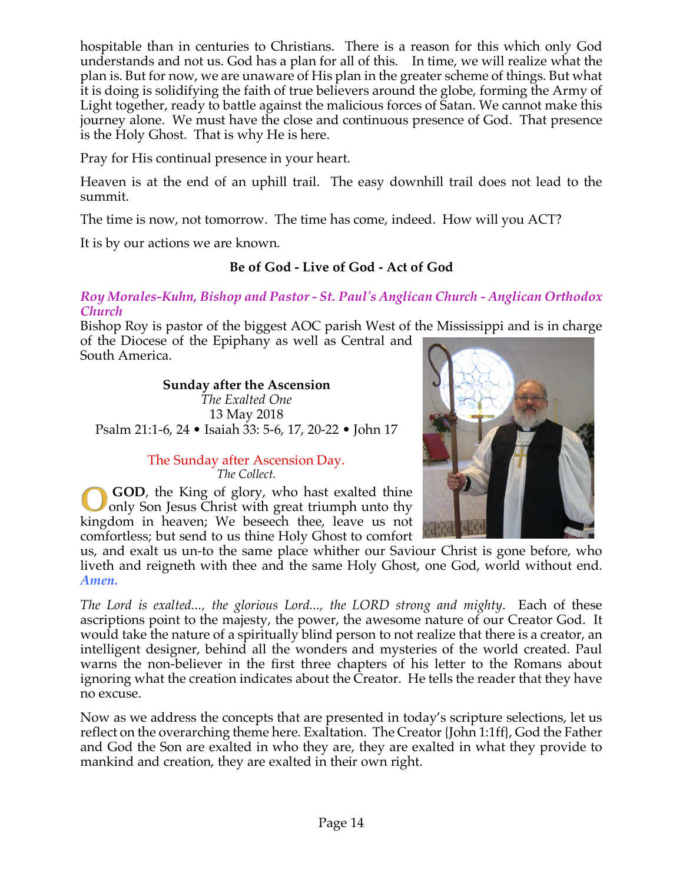hospitable than in centuries to Christians. There is a reason for this which only God understands and not us. God has a plan for all of this. In time, we will realize what the plan is. But for now, we are unaware of His plan in the greater scheme of things. But what it is doing is solidifying the faith of true believers around the globe, forming the Army of Light together, ready to battle against the malicious forces of Satan. We cannot make this journey alone. We must have the close and continuous presence of God. That presence is the Holy Ghost. That is why He is here.

Pray for His continual presence in your heart.

Heaven is at the end of an uphill trail. The easy downhill trail does not lead to the summit.

The time is now, not tomorrow. The time has come, indeed. How will you ACT?

It is by our actions we are known.

**Be of God - Live of God - Act of God**

***Roy Morales-Kuhn, Bishop and Pastor - St. Paul's Anglican Church - Anglican Orthodox Church***

Bishop Roy is pastor of the biggest AOC parish West of the Mississippi and is in charge of the Diocese of the Epiphany as well as Central and South America.

**Sunday after the Ascension**
*The Exalted One*
13 May 2018
Psalm 21:1-6, 24 • Isaiah 33: 5-6, 17, 20-22 • John 17

The Sunday after Ascension Day.
*The Collect.*

O **GOD**, the King of glory, who hast exalted thine only Son Jesus Christ with great triumph unto thy kingdom in heaven; We beseech thee, leave us not comfortless; but send to us thine Holy Ghost to comfort us, and exalt us un-to the same place whither our Saviour Christ is gone before, who liveth and reigneth with thee and the same Holy Ghost, one God, world without end. ***Amen.***

*The Lord is exalted..., the glorious Lord..., the LORD strong and mighty.* Each of these ascriptions point to the majesty, the power, the awesome nature of our Creator God. It would take the nature of a spiritually blind person to not realize that there is a creator, an intelligent designer, behind all the wonders and mysteries of the world created. Paul warns the non-believer in the first three chapters of his letter to the Romans about ignoring what the creation indicates about the Creator. He tells the reader that they have no excuse.

Now as we address the concepts that are presented in today's scripture selections, let us reflect on the overarching theme here. Exaltation. The Creator {John 1:1ff}, God the Father and God the Son are exalted in who they are, they are exalted in what they provide to mankind and creation, they are exalted in their own right.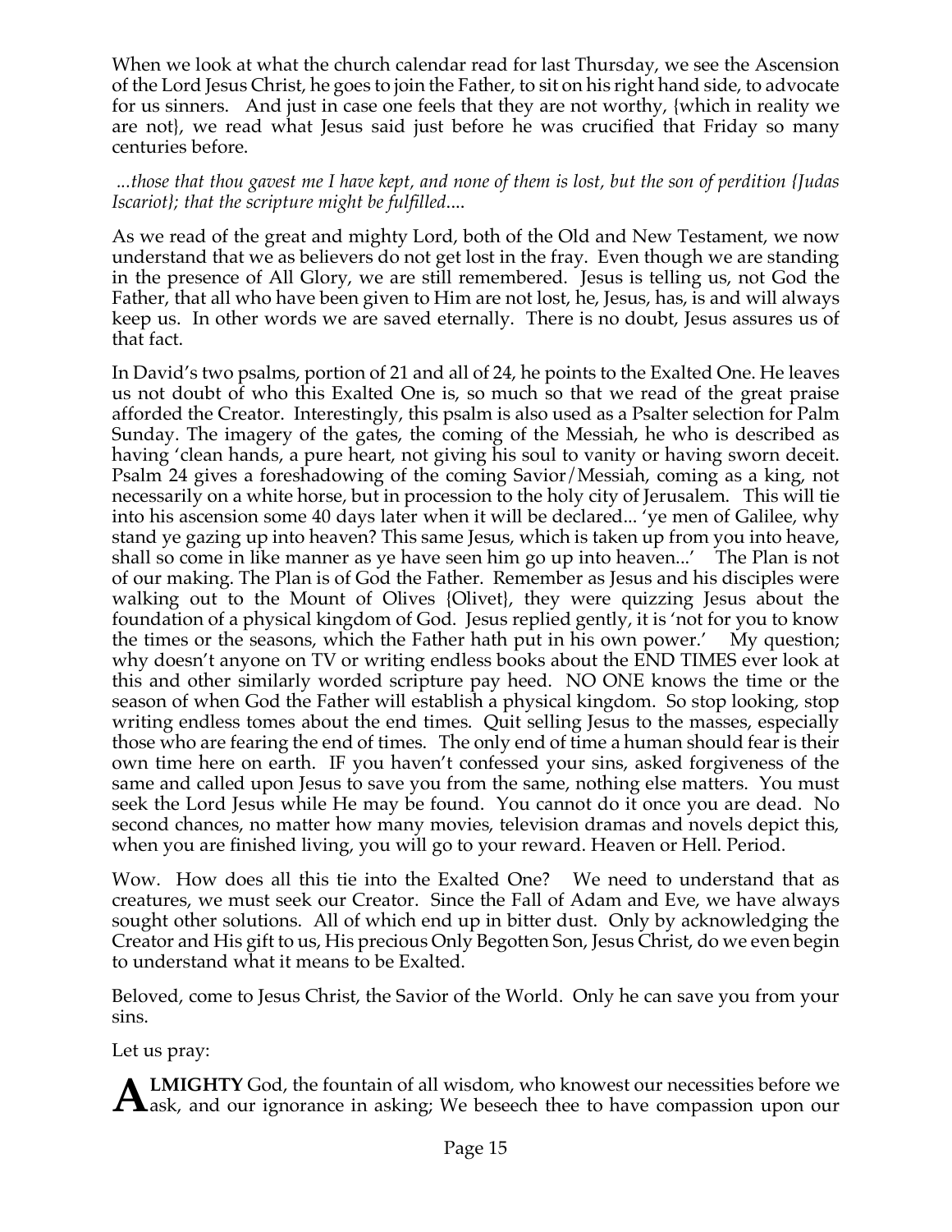When we look at what the church calendar read for last Thursday, we see the Ascension of the Lord Jesus Christ, he goes to join the Father, to sit on his right hand side, to advocate for us sinners. And just in case one feels that they are not worthy, {which in reality we are not}, we read what Jesus said just before he was crucified that Friday so many centuries before.

*...those that thou gavest me I have kept, and none of them is lost, but the son of perdition {Judas Iscariot}; that the scripture might be fulfilled....*

As we read of the great and mighty Lord, both of the Old and New Testament, we now understand that we as believers do not get lost in the fray. Even though we are standing in the presence of All Glory, we are still remembered. Jesus is telling us, not God the Father, that all who have been given to Him are not lost, he, Jesus, has, is and will always keep us. In other words we are saved eternally. There is no doubt, Jesus assures us of that fact.

In David's two psalms, portion of 21 and all of 24, he points to the Exalted One. He leaves us not doubt of who this Exalted One is, so much so that we read of the great praise afforded the Creator. Interestingly, this psalm is also used as a Psalter selection for Palm Sunday. The imagery of the gates, the coming of the Messiah, he who is described as having 'clean hands, a pure heart, not giving his soul to vanity or having sworn deceit. Psalm 24 gives a foreshadowing of the coming Savior/Messiah, coming as a king, not necessarily on a white horse, but in procession to the holy city of Jerusalem. This will tie into his ascension some 40 days later when it will be declared... 'ye men of Galilee, why stand ye gazing up into heaven? This same Jesus, which is taken up from you into heave, shall so come in like manner as ye have seen him go up into heaven...' The Plan is not of our making. The Plan is of God the Father. Remember as Jesus and his disciples were walking out to the Mount of Olives {Olivet}, they were quizzing Jesus about the foundation of a physical kingdom of God. Jesus replied gently, it is 'not for you to know the times or the seasons, which the Father hath put in his own power.' My question; why doesn't anyone on TV or writing endless books about the END TIMES ever look at this and other similarly worded scripture pay heed. NO ONE knows the time or the season of when God the Father will establish a physical kingdom. So stop looking, stop writing endless tomes about the end times. Quit selling Jesus to the masses, especially those who are fearing the end of times. The only end of time a human should fear is their own time here on earth. IF you haven't confessed your sins, asked forgiveness of the same and called upon Jesus to save you from the same, nothing else matters. You must seek the Lord Jesus while He may be found. You cannot do it once you are dead. No second chances, no matter how many movies, television dramas and novels depict this, when you are finished living, you will go to your reward. Heaven or Hell. Period.

Wow. How does all this tie into the Exalted One? We need to understand that as creatures, we must seek our Creator. Since the Fall of Adam and Eve, we have always sought other solutions. All of which end up in bitter dust. Only by acknowledging the Creator and His gift to us, His precious Only Begotten Son, Jesus Christ, do we even begin to understand what it means to be Exalted.

Beloved, come to Jesus Christ, the Savior of the World. Only he can save you from your sins.

Let us pray:

**ALMIGHTY** God, the fountain of all wisdom, who knowest our necessities before we ask, and our ignorance in asking; We beseech thee to have compassion upon our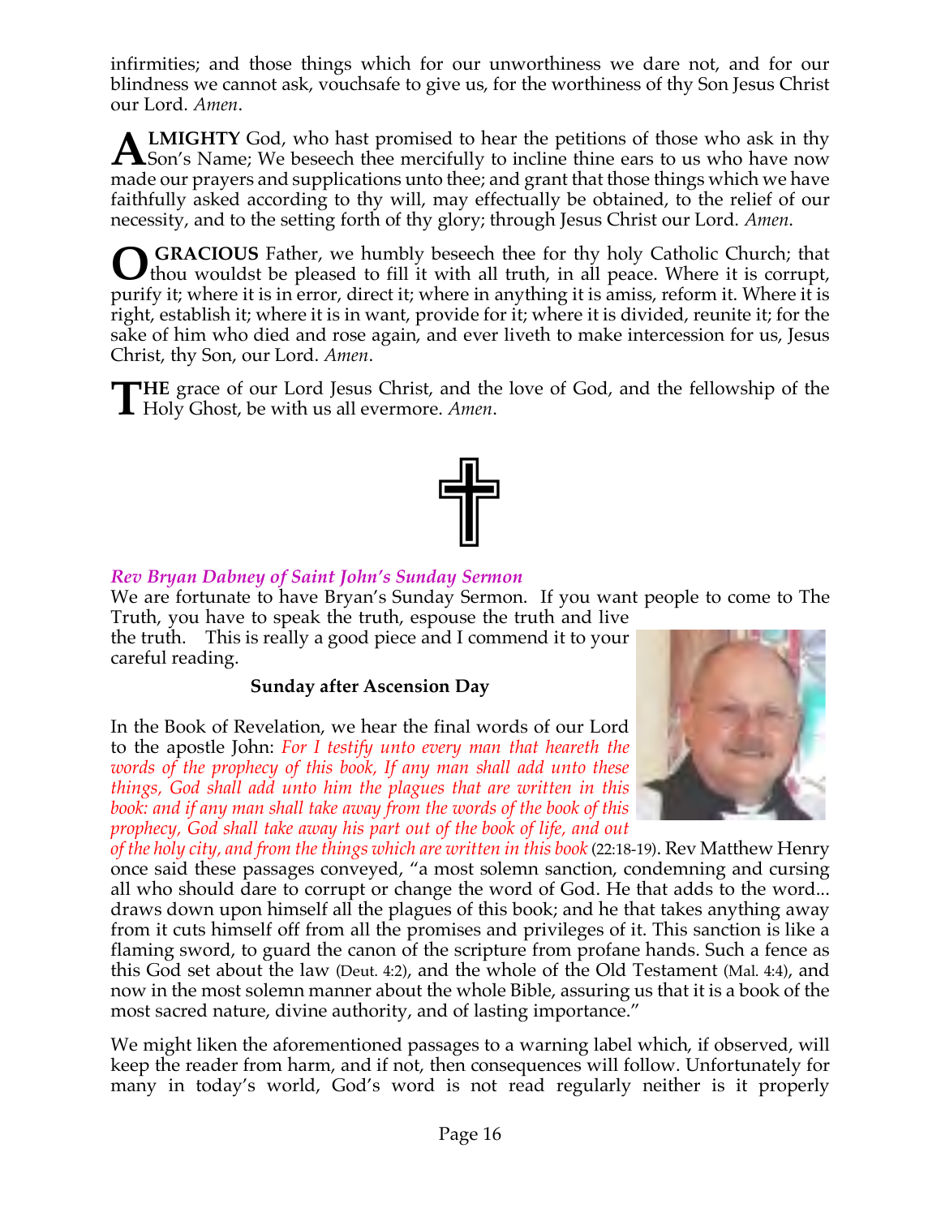infirmities; and those things which for our unworthiness we dare not, and for our blindness we cannot ask, vouchsafe to give us, for the worthiness of thy Son Jesus Christ our Lord. *Amen*.

**ALMIGHTY** God, who hast promised to hear the petitions of those who ask in thy Son's Name; We beseech thee mercifully to incline thine ears to us who have now made our prayers and supplications unto thee; and grant that those things which we have faithfully asked according to thy will, may effectually be obtained, to the relief of our necessity, and to the setting forth of thy glory; through Jesus Christ our Lord. *Amen*.

**O GRACIOUS** Father, we humbly beseech thee for thy holy Catholic Church; that thou wouldst be pleased to fill it with all truth, in all peace. Where it is corrupt, purify it; where it is in error, direct it; where in anything it is amiss, reform it. Where it is right, establish it; where it is in want, provide for it; where it is divided, reunite it; for the sake of him who died and rose again, and ever liveth to make intercession for us, Jesus Christ, thy Son, our Lord. *Amen*.

**THE** grace of our Lord Jesus Christ, and the love of God, and the fellowship of the Holy Ghost, be with us all evermore. *Amen*.

***Rev Bryan Dabney of Saint John's Sunday Sermon***

We are fortunate to have Bryan's Sunday Sermon. If you want people to come to The Truth, you have to speak the truth, espouse the truth and live the truth. This is really a good piece and I commend it to your careful reading.

**Sunday after Ascension Day**

In the Book of Revelation, we hear the final words of our Lord to the apostle John: *For I testify unto every man that heareth the words of the prophecy of this book, If any man shall add unto these things, God shall add unto him the plagues that are written in this book: and if any man shall take away from the words of the book of this prophecy, God shall take away his part out of the book of life, and out of the holy city, and from the things which are written in this book* (22:18-19). Rev Matthew Henry once said these passages conveyed, "a most solemn sanction, condemning and cursing all who should dare to corrupt or change the word of God. He that adds to the word... draws down upon himself all the plagues of this book; and he that takes anything away from it cuts himself off from all the promises and privileges of it. This sanction is like a flaming sword, to guard the canon of the scripture from profane hands. Such a fence as this God set about the law (Deut. 4:2), and the whole of the Old Testament (Mal. 4:4), and now in the most solemn manner about the whole Bible, assuring us that it is a book of the most sacred nature, divine authority, and of lasting importance."

We might liken the aforementioned passages to a warning label which, if observed, will keep the reader from harm, and if not, then consequences will follow. Unfortunately for many in today's world, God's word is not read regularly neither is it properly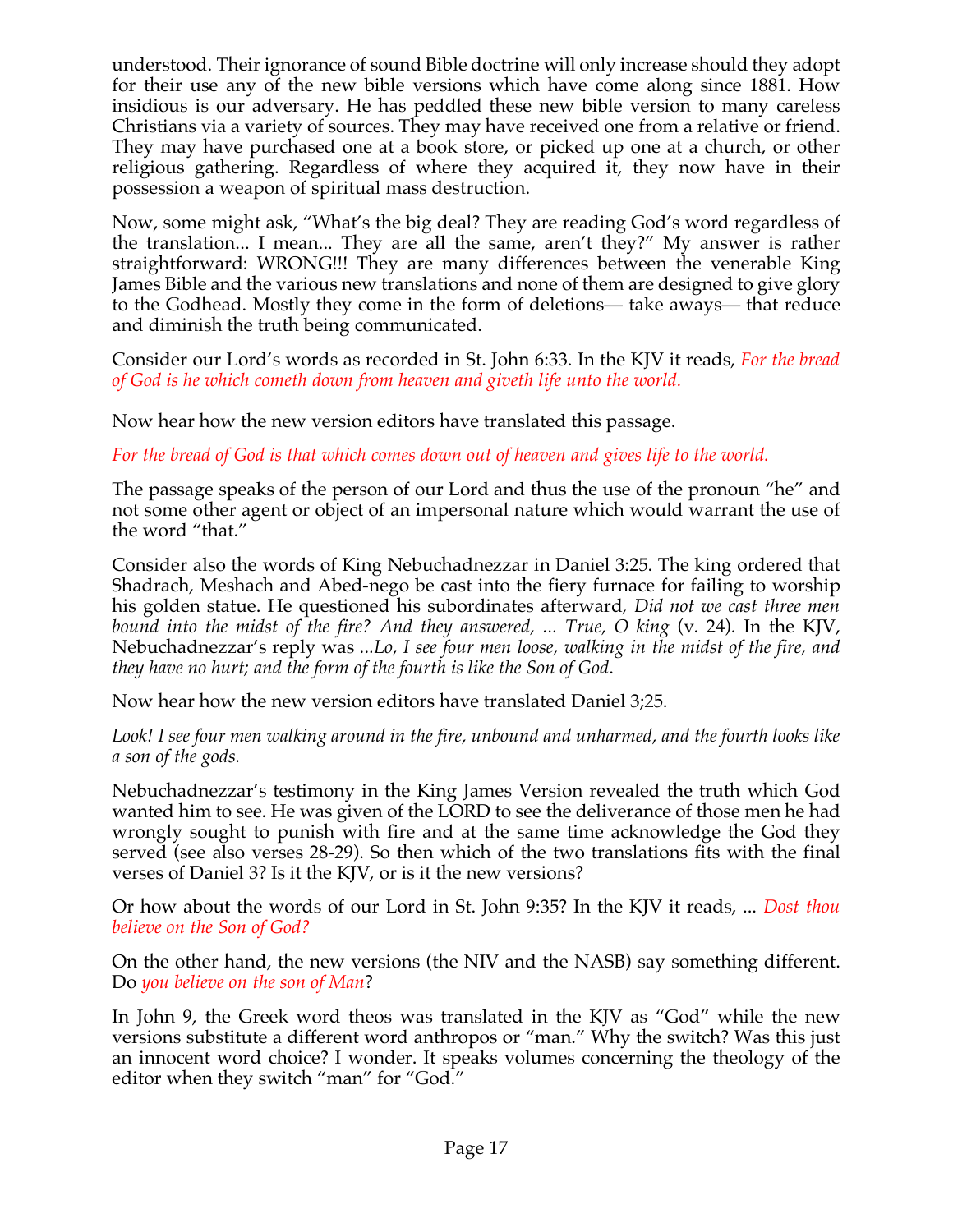understood. Their ignorance of sound Bible doctrine will only increase should they adopt for their use any of the new bible versions which have come along since 1881. How insidious is our adversary. He has peddled these new bible version to many careless Christians via a variety of sources. They may have received one from a relative or friend. They may have purchased one at a book store, or picked up one at a church, or other religious gathering. Regardless of where they acquired it, they now have in their possession a weapon of spiritual mass destruction.

Now, some might ask, "What's the big deal? They are reading God's word regardless of the translation... I mean... They are all the same, aren't they?" My answer is rather straightforward: WRONG!!! They are many differences between the venerable King James Bible and the various new translations and none of them are designed to give glory to the Godhead. Mostly they come in the form of deletions— take aways— that reduce and diminish the truth being communicated.

Consider our Lord's words as recorded in St. John 6:33. In the KJV it reads, *For the bread of God is he which cometh down from heaven and giveth life unto the world.*

Now hear how the new version editors have translated this passage.

*For the bread of God is that which comes down out of heaven and gives life to the world.*

The passage speaks of the person of our Lord and thus the use of the pronoun "he" and not some other agent or object of an impersonal nature which would warrant the use of the word "that."

Consider also the words of King Nebuchadnezzar in Daniel 3:25. The king ordered that Shadrach, Meshach and Abed-nego be cast into the fiery furnace for failing to worship his golden statue. He questioned his subordinates afterward, *Did not we cast three men bound into the midst of the fire? And they answered, ... True, O king* (v. 24). In the KJV, Nebuchadnezzar's reply was *...Lo, I see four men loose, walking in the midst of the fire, and they have no hurt; and the form of the fourth is like the Son of God*.

Now hear how the new version editors have translated Daniel 3;25.

*Look! I see four men walking around in the fire, unbound and unharmed, and the fourth looks like a son of the gods.*

Nebuchadnezzar's testimony in the King James Version revealed the truth which God wanted him to see. He was given of the LORD to see the deliverance of those men he had wrongly sought to punish with fire and at the same time acknowledge the God they served (see also verses 28-29). So then which of the two translations fits with the final verses of Daniel 3? Is it the KJV, or is it the new versions?

Or how about the words of our Lord in St. John 9:35? In the KJV it reads, ... *Dost thou believe on the Son of God?*

On the other hand, the new versions (the NIV and the NASB) say something different. Do *you believe on the son of Man*?

In John 9, the Greek word theos was translated in the KJV as "God" while the new versions substitute a different word anthropos or "man." Why the switch? Was this just an innocent word choice? I wonder. It speaks volumes concerning the theology of the editor when they switch "man" for "God."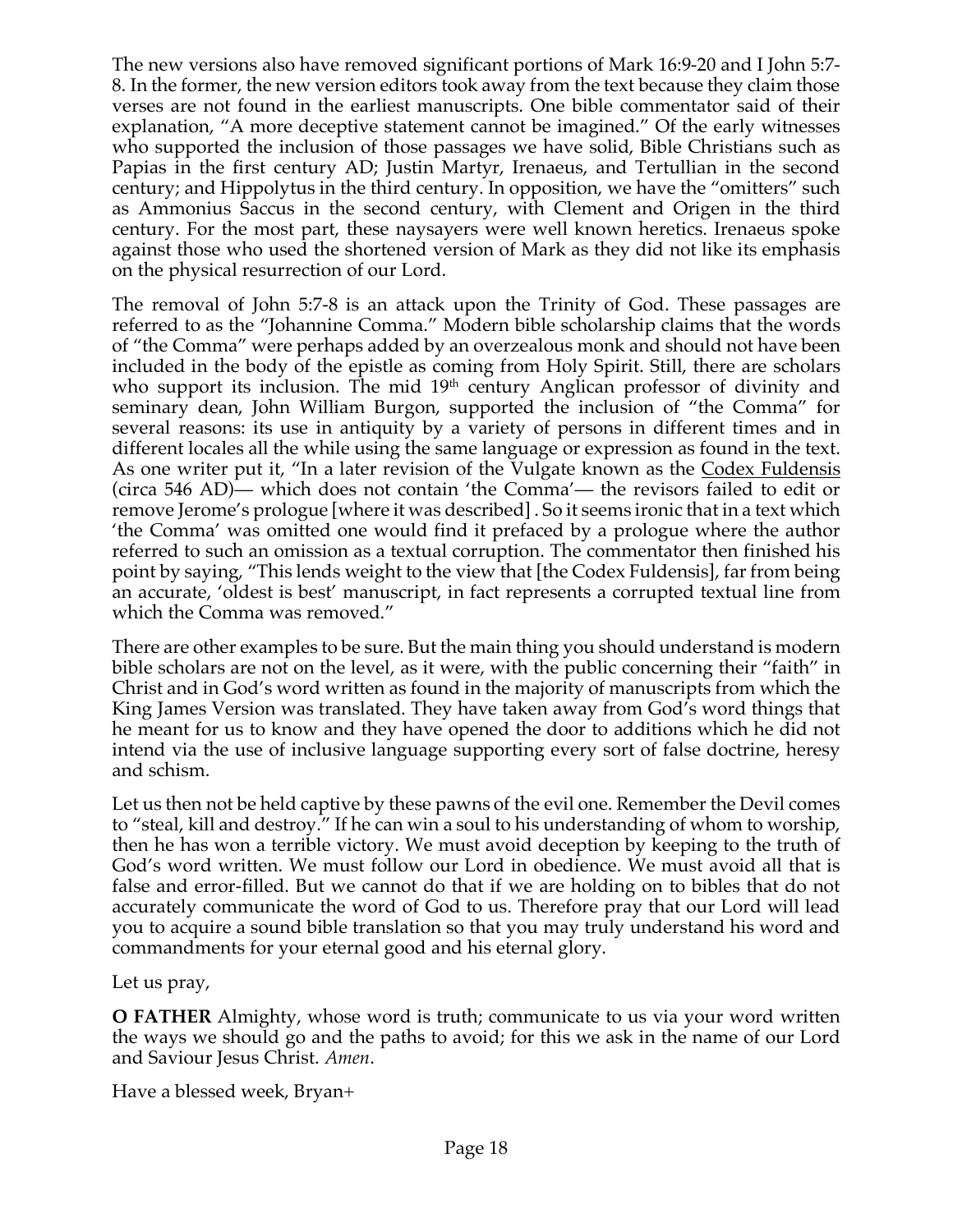The new versions also have removed significant portions of Mark 16:9-20 and I John 5:7-8. In the former, the new version editors took away from the text because they claim those verses are not found in the earliest manuscripts. One bible commentator said of their explanation, "A more deceptive statement cannot be imagined." Of the early witnesses who supported the inclusion of those passages we have solid, Bible Christians such as Papias in the first century AD; Justin Martyr, Irenaeus, and Tertullian in the second century; and Hippolytus in the third century. In opposition, we have the "omitters" such as Ammonius Saccus in the second century, with Clement and Origen in the third century. For the most part, these naysayers were well known heretics. Irenaeus spoke against those who used the shortened version of Mark as they did not like its emphasis on the physical resurrection of our Lord.

The removal of John 5:7-8 is an attack upon the Trinity of God. These passages are referred to as the "Johannine Comma." Modern bible scholarship claims that the words of "the Comma" were perhaps added by an overzealous monk and should not have been included in the body of the epistle as coming from Holy Spirit. Still, there are scholars who support its inclusion. The mid 19th century Anglican professor of divinity and seminary dean, John William Burgon, supported the inclusion of "the Comma" for several reasons: its use in antiquity by a variety of persons in different times and in different locales all the while using the same language or expression as found in the text. As one writer put it, "In a later revision of the Vulgate known as the Codex Fuldensis (circa 546 AD)— which does not contain 'the Comma'— the revisors failed to edit or remove Jerome's prologue [where it was described] . So it seems ironic that in a text which 'the Comma' was omitted one would find it prefaced by a prologue where the author referred to such an omission as a textual corruption. The commentator then finished his point by saying, "This lends weight to the view that [the Codex Fuldensis], far from being an accurate, 'oldest is best' manuscript, in fact represents a corrupted textual line from which the Comma was removed."

There are other examples to be sure. But the main thing you should understand is modern bible scholars are not on the level, as it were, with the public concerning their "faith" in Christ and in God's word written as found in the majority of manuscripts from which the King James Version was translated. They have taken away from God's word things that he meant for us to know and they have opened the door to additions which he did not intend via the use of inclusive language supporting every sort of false doctrine, heresy and schism.

Let us then not be held captive by these pawns of the evil one. Remember the Devil comes to "steal, kill and destroy." If he can win a soul to his understanding of whom to worship, then he has won a terrible victory. We must avoid deception by keeping to the truth of God's word written. We must follow our Lord in obedience. We must avoid all that is false and error-filled. But we cannot do that if we are holding on to bibles that do not accurately communicate the word of God to us. Therefore pray that our Lord will lead you to acquire a sound bible translation so that you may truly understand his word and commandments for your eternal good and his eternal glory.

Let us pray,

**O FATHER** Almighty, whose word is truth; communicate to us via your word written the ways we should go and the paths to avoid; for this we ask in the name of our Lord and Saviour Jesus Christ. *Amen*.

Have a blessed week, Bryan+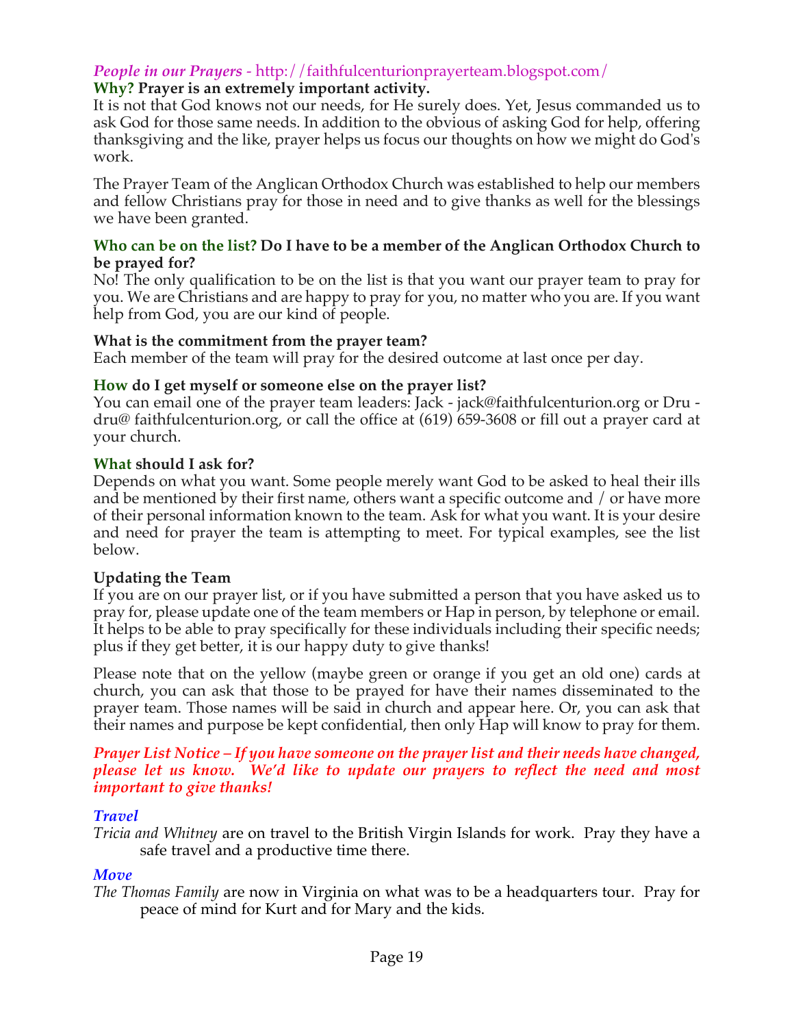### *People in our Prayers* - http://faithfulcenturionprayerteam.blogspot.com/

**Why? Prayer is an extremely important activity.**

It is not that God knows not our needs, for He surely does. Yet, Jesus commanded us to ask God for those same needs. In addition to the obvious of asking God for help, offering thanksgiving and the like, prayer helps us focus our thoughts on how we might do God's work.

The Prayer Team of the Anglican Orthodox Church was established to help our members and fellow Christians pray for those in need and to give thanks as well for the blessings we have been granted.

**Who can be on the list? Do I have to be a member of the Anglican Orthodox Church to be prayed for?**

No! The only qualification to be on the list is that you want our prayer team to pray for you. We are Christians and are happy to pray for you, no matter who you are. If you want help from God, you are our kind of people.

**What is the commitment from the prayer team?**

Each member of the team will pray for the desired outcome at last once per day.

**How do I get myself or someone else on the prayer list?**

You can email one of the prayer team leaders: Jack - jack@faithfulcenturion.org or Dru - dru@ faithfulcenturion.org, or call the office at (619) 659-3608 or fill out a prayer card at your church.

**What should I ask for?**

Depends on what you want. Some people merely want God to be asked to heal their ills and be mentioned by their first name, others want a specific outcome and / or have more of their personal information known to the team. Ask for what you want. It is your desire and need for prayer the team is attempting to meet. For typical examples, see the list below.

**Updating the Team**

If you are on our prayer list, or if you have submitted a person that you have asked us to pray for, please update one of the team members or Hap in person, by telephone or email. It helps to be able to pray specifically for these individuals including their specific needs; plus if they get better, it is our happy duty to give thanks!

Please note that on the yellow (maybe green or orange if you get an old one) cards at church, you can ask that those to be prayed for have their names disseminated to the prayer team. Those names will be said in church and appear here. Or, you can ask that their names and purpose be kept confidential, then only Hap will know to pray for them.

***Prayer List Notice – If you have someone on the prayer list and their needs have changed, please let us know. We'd like to update our prayers to reflect the need and most important to give thanks!***

#### *Travel*

*Tricia and Whitney* are on travel to the British Virgin Islands for work. Pray they have a safe travel and a productive time there.

#### *Move*

*The Thomas Family* are now in Virginia on what was to be a headquarters tour. Pray for peace of mind for Kurt and for Mary and the kids.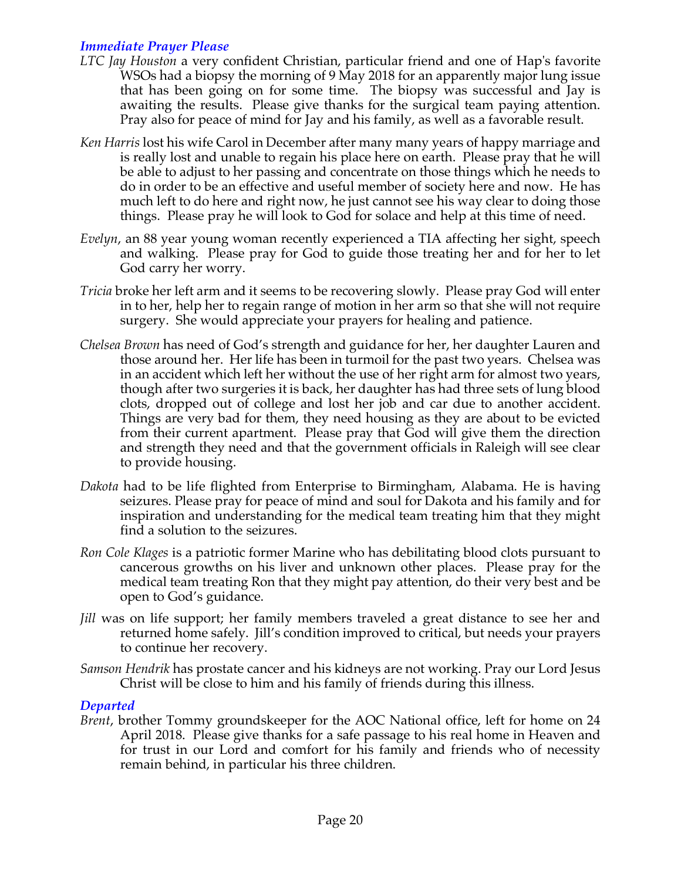### *Immediate Prayer Please*

*LTC Jay Houston* a very confident Christian, particular friend and one of Hap's favorite WSOs had a biopsy the morning of 9 May 2018 for an apparently major lung issue that has been going on for some time. The biopsy was successful and Jay is awaiting the results. Please give thanks for the surgical team paying attention. Pray also for peace of mind for Jay and his family, as well as a favorable result.

*Ken Harris* lost his wife Carol in December after many many years of happy marriage and is really lost and unable to regain his place here on earth. Please pray that he will be able to adjust to her passing and concentrate on those things which he needs to do in order to be an effective and useful member of society here and now. He has much left to do here and right now, he just cannot see his way clear to doing those things. Please pray he will look to God for solace and help at this time of need.

*Evelyn*, an 88 year young woman recently experienced a TIA affecting her sight, speech and walking. Please pray for God to guide those treating her and for her to let God carry her worry.

*Tricia* broke her left arm and it seems to be recovering slowly. Please pray God will enter in to her, help her to regain range of motion in her arm so that she will not require surgery. She would appreciate your prayers for healing and patience.

*Chelsea Brown* has need of God's strength and guidance for her, her daughter Lauren and those around her. Her life has been in turmoil for the past two years. Chelsea was in an accident which left her without the use of her right arm for almost two years, though after two surgeries it is back, her daughter has had three sets of lung blood clots, dropped out of college and lost her job and car due to another accident. Things are very bad for them, they need housing as they are about to be evicted from their current apartment. Please pray that God will give them the direction and strength they need and that the government officials in Raleigh will see clear to provide housing.

*Dakota* had to be life flighted from Enterprise to Birmingham, Alabama. He is having seizures. Please pray for peace of mind and soul for Dakota and his family and for inspiration and understanding for the medical team treating him that they might find a solution to the seizures.

*Ron Cole Klages* is a patriotic former Marine who has debilitating blood clots pursuant to cancerous growths on his liver and unknown other places. Please pray for the medical team treating Ron that they might pay attention, do their very best and be open to God's guidance.

*Jill* was on life support; her family members traveled a great distance to see her and returned home safely. Jill's condition improved to critical, but needs your prayers to continue her recovery.

*Samson Hendrik* has prostate cancer and his kidneys are not working. Pray our Lord Jesus Christ will be close to him and his family of friends during this illness.

### *Departed*

*Brent*, brother Tommy groundskeeper for the AOC National office, left for home on 24 April 2018. Please give thanks for a safe passage to his real home in Heaven and for trust in our Lord and comfort for his family and friends who of necessity remain behind, in particular his three children.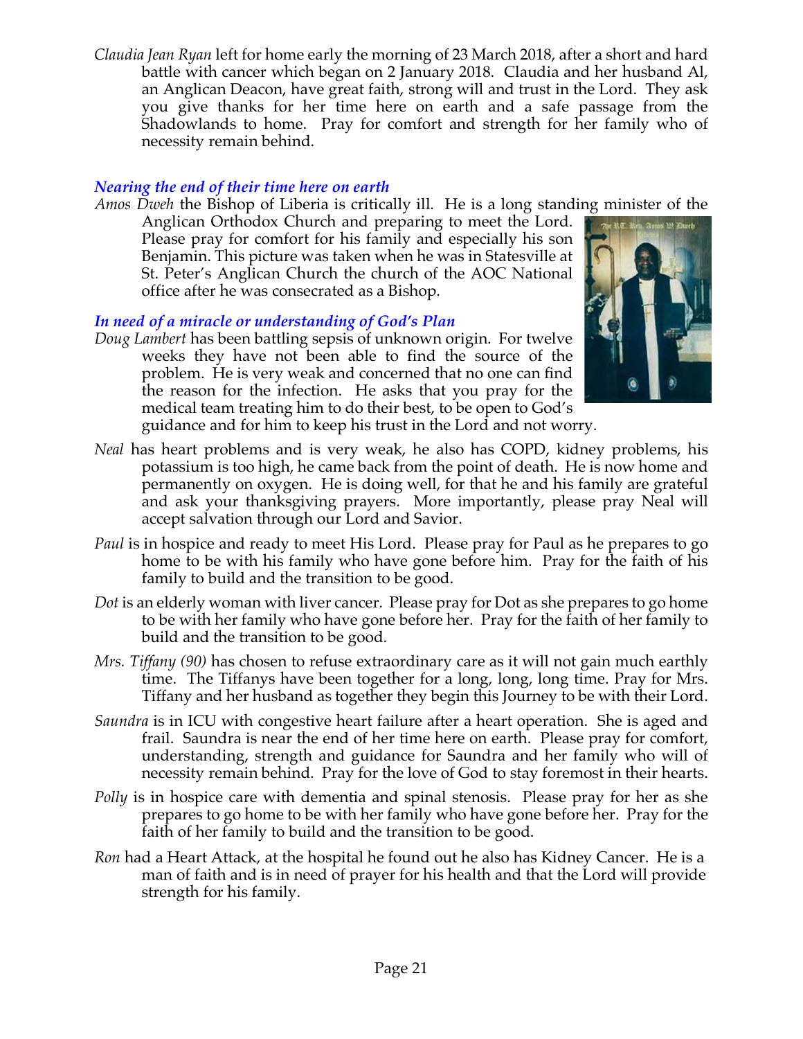*Claudia Jean Ryan* left for home early the morning of 23 March 2018, after a short and hard battle with cancer which began on 2 January 2018. Claudia and her husband Al, an Anglican Deacon, have great faith, strong will and trust in the Lord. They ask you give thanks for her time here on earth and a safe passage from the Shadowlands to home. Pray for comfort and strength for her family who of necessity remain behind.

### *Nearing the end of their time here on earth*

*Amos Dweh* the Bishop of Liberia is critically ill. He is a long standing minister of the Anglican Orthodox Church and preparing to meet the Lord. Please pray for comfort for his family and especially his son Benjamin. This picture was taken when he was in Statesville at St. Peter's Anglican Church the church of the AOC National office after he was consecrated as a Bishop.

### *In need of a miracle or understanding of God's Plan*

*Doug Lambert* has been battling sepsis of unknown origin. For twelve weeks they have not been able to find the source of the problem. He is very weak and concerned that no one can find the reason for the infection. He asks that you pray for the medical team treating him to do their best, to be open to God's guidance and for him to keep his trust in the Lord and not worry.

*Neal* has heart problems and is very weak, he also has COPD, kidney problems, his potassium is too high, he came back from the point of death. He is now home and permanently on oxygen. He is doing well, for that he and his family are grateful and ask your thanksgiving prayers. More importantly, please pray Neal will accept salvation through our Lord and Savior.

*Paul* is in hospice and ready to meet His Lord. Please pray for Paul as he prepares to go home to be with his family who have gone before him. Pray for the faith of his family to build and the transition to be good.

*Dot* is an elderly woman with liver cancer. Please pray for Dot as she prepares to go home to be with her family who have gone before her. Pray for the faith of her family to build and the transition to be good.

*Mrs. Tiffany (90)* has chosen to refuse extraordinary care as it will not gain much earthly time. The Tiffanys have been together for a long, long, long time. Pray for Mrs. Tiffany and her husband as together they begin this Journey to be with their Lord.

*Saundra* is in ICU with congestive heart failure after a heart operation. She is aged and frail. Saundra is near the end of her time here on earth. Please pray for comfort, understanding, strength and guidance for Saundra and her family who will of necessity remain behind. Pray for the love of God to stay foremost in their hearts.

*Polly* is in hospice care with dementia and spinal stenosis. Please pray for her as she prepares to go home to be with her family who have gone before her. Pray for the faith of her family to build and the transition to be good.

*Ron* had a Heart Attack, at the hospital he found out he also has Kidney Cancer. He is a man of faith and is in need of prayer for his health and that the Lord will provide strength for his family.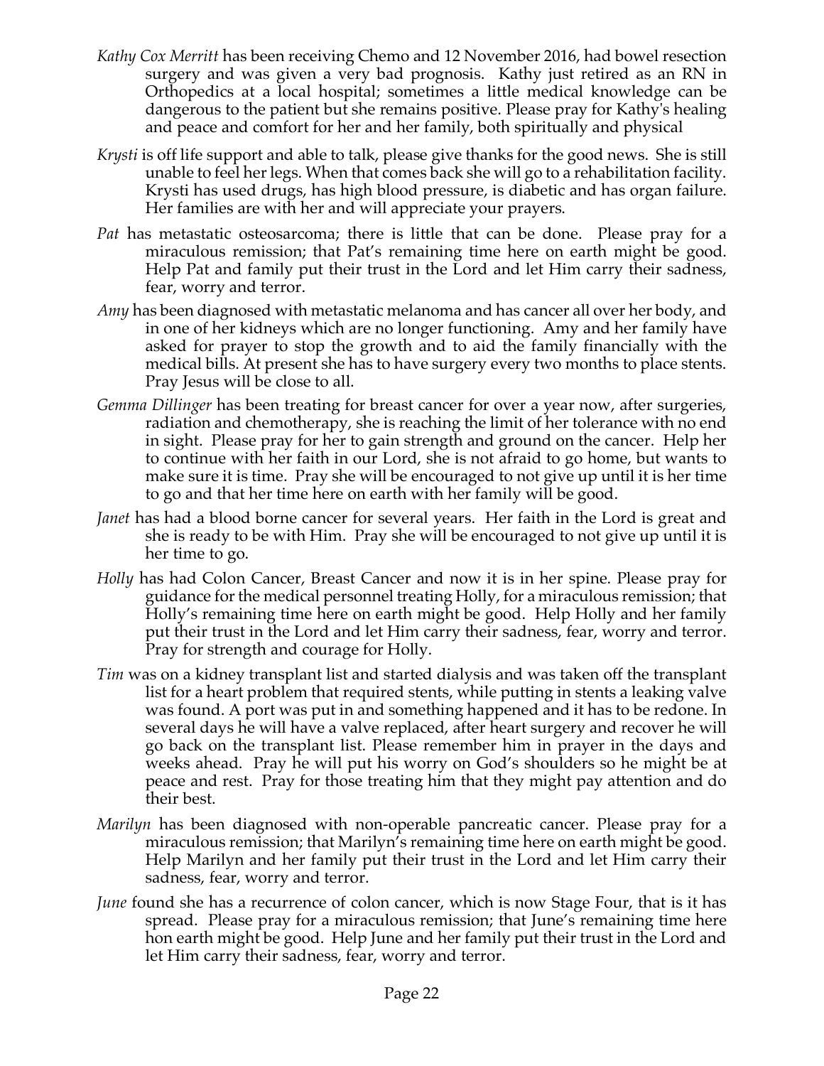*Kathy Cox Merritt* has been receiving Chemo and 12 November 2016, had bowel resection surgery and was given a very bad prognosis. Kathy just retired as an RN in Orthopedics at a local hospital; sometimes a little medical knowledge can be dangerous to the patient but she remains positive. Please pray for Kathy's healing and peace and comfort for her and her family, both spiritually and physical

*Krysti* is off life support and able to talk, please give thanks for the good news. She is still unable to feel her legs. When that comes back she will go to a rehabilitation facility. Krysti has used drugs, has high blood pressure, is diabetic and has organ failure. Her families are with her and will appreciate your prayers.

*Pat* has metastatic osteosarcoma; there is little that can be done. Please pray for a miraculous remission; that Pat's remaining time here on earth might be good. Help Pat and family put their trust in the Lord and let Him carry their sadness, fear, worry and terror.

*Amy* has been diagnosed with metastatic melanoma and has cancer all over her body, and in one of her kidneys which are no longer functioning. Amy and her family have asked for prayer to stop the growth and to aid the family financially with the medical bills. At present she has to have surgery every two months to place stents. Pray Jesus will be close to all.

*Gemma Dillinger* has been treating for breast cancer for over a year now, after surgeries, radiation and chemotherapy, she is reaching the limit of her tolerance with no end in sight. Please pray for her to gain strength and ground on the cancer. Help her to continue with her faith in our Lord, she is not afraid to go home, but wants to make sure it is time. Pray she will be encouraged to not give up until it is her time to go and that her time here on earth with her family will be good.

*Janet* has had a blood borne cancer for several years. Her faith in the Lord is great and she is ready to be with Him. Pray she will be encouraged to not give up until it is her time to go.

*Holly* has had Colon Cancer, Breast Cancer and now it is in her spine. Please pray for guidance for the medical personnel treating Holly, for a miraculous remission; that Holly's remaining time here on earth might be good. Help Holly and her family put their trust in the Lord and let Him carry their sadness, fear, worry and terror. Pray for strength and courage for Holly.

*Tim* was on a kidney transplant list and started dialysis and was taken off the transplant list for a heart problem that required stents, while putting in stents a leaking valve was found. A port was put in and something happened and it has to be redone. In several days he will have a valve replaced, after heart surgery and recover he will go back on the transplant list. Please remember him in prayer in the days and weeks ahead. Pray he will put his worry on God's shoulders so he might be at peace and rest. Pray for those treating him that they might pay attention and do their best.

*Marilyn* has been diagnosed with non-operable pancreatic cancer. Please pray for a miraculous remission; that Marilyn's remaining time here on earth might be good. Help Marilyn and her family put their trust in the Lord and let Him carry their sadness, fear, worry and terror.

*June* found she has a recurrence of colon cancer, which is now Stage Four, that is it has spread. Please pray for a miraculous remission; that June's remaining time here hon earth might be good. Help June and her family put their trust in the Lord and let Him carry their sadness, fear, worry and terror.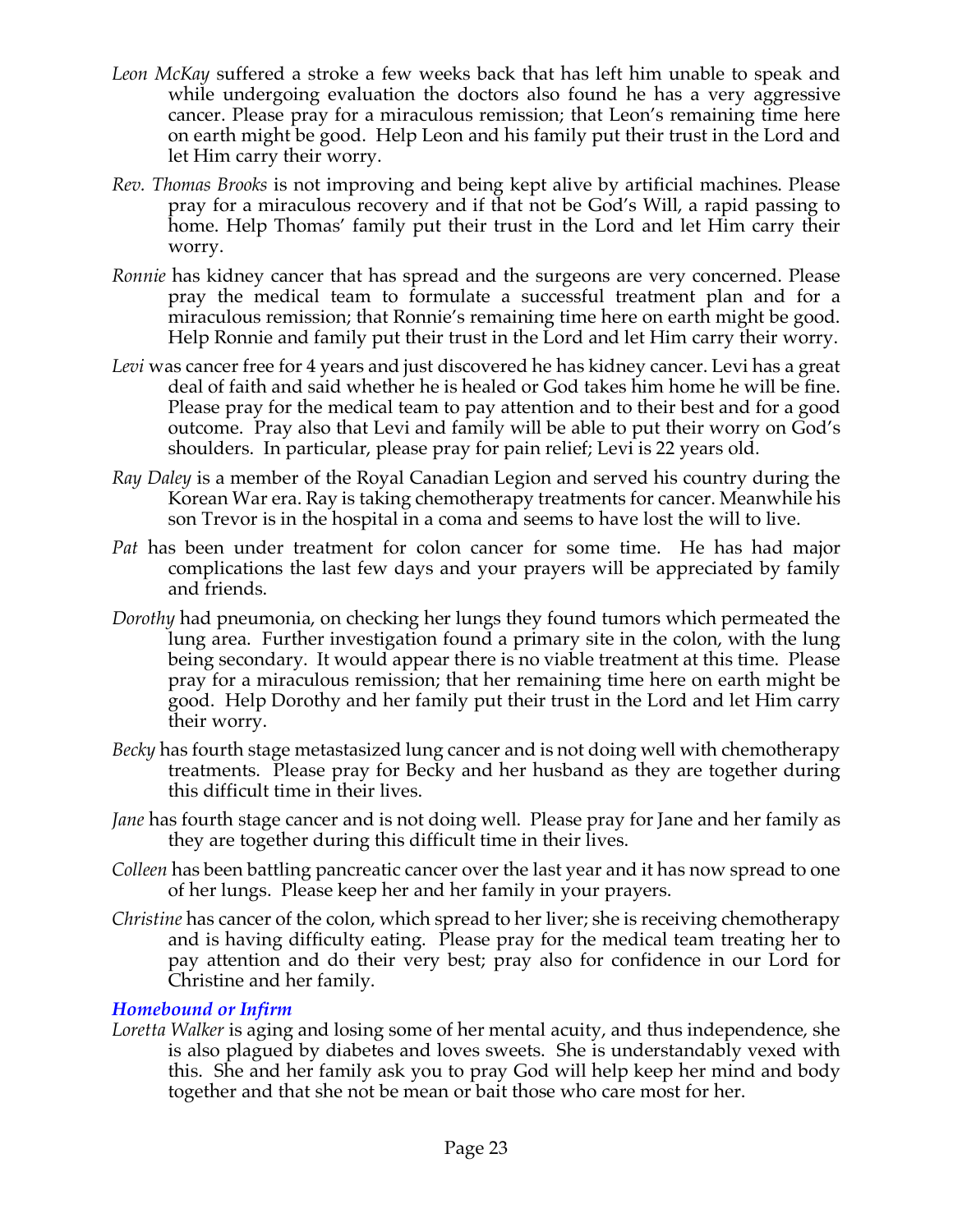*Leon McKay* suffered a stroke a few weeks back that has left him unable to speak and while undergoing evaluation the doctors also found he has a very aggressive cancer. Please pray for a miraculous remission; that Leon's remaining time here on earth might be good. Help Leon and his family put their trust in the Lord and let Him carry their worry.

*Rev. Thomas Brooks* is not improving and being kept alive by artificial machines. Please pray for a miraculous recovery and if that not be God's Will, a rapid passing to home. Help Thomas' family put their trust in the Lord and let Him carry their worry.

*Ronnie* has kidney cancer that has spread and the surgeons are very concerned. Please pray the medical team to formulate a successful treatment plan and for a miraculous remission; that Ronnie's remaining time here on earth might be good. Help Ronnie and family put their trust in the Lord and let Him carry their worry.

*Levi* was cancer free for 4 years and just discovered he has kidney cancer. Levi has a great deal of faith and said whether he is healed or God takes him home he will be fine. Please pray for the medical team to pay attention and to their best and for a good outcome. Pray also that Levi and family will be able to put their worry on God's shoulders. In particular, please pray for pain relief; Levi is 22 years old.

*Ray Daley* is a member of the Royal Canadian Legion and served his country during the Korean War era. Ray is taking chemotherapy treatments for cancer. Meanwhile his son Trevor is in the hospital in a coma and seems to have lost the will to live.

*Pat* has been under treatment for colon cancer for some time. He has had major complications the last few days and your prayers will be appreciated by family and friends.

*Dorothy* had pneumonia, on checking her lungs they found tumors which permeated the lung area. Further investigation found a primary site in the colon, with the lung being secondary. It would appear there is no viable treatment at this time. Please pray for a miraculous remission; that her remaining time here on earth might be good. Help Dorothy and her family put their trust in the Lord and let Him carry their worry.

*Becky* has fourth stage metastasized lung cancer and is not doing well with chemotherapy treatments. Please pray for Becky and her husband as they are together during this difficult time in their lives.

*Jane* has fourth stage cancer and is not doing well. Please pray for Jane and her family as they are together during this difficult time in their lives.

*Colleen* has been battling pancreatic cancer over the last year and it has now spread to one of her lungs. Please keep her and her family in your prayers.

*Christine* has cancer of the colon, which spread to her liver; she is receiving chemotherapy and is having difficulty eating. Please pray for the medical team treating her to pay attention and do their very best; pray also for confidence in our Lord for Christine and her family.

### *Homebound or Infirm*

*Loretta Walker* is aging and losing some of her mental acuity, and thus independence, she is also plagued by diabetes and loves sweets. She is understandably vexed with this. She and her family ask you to pray God will help keep her mind and body together and that she not be mean or bait those who care most for her.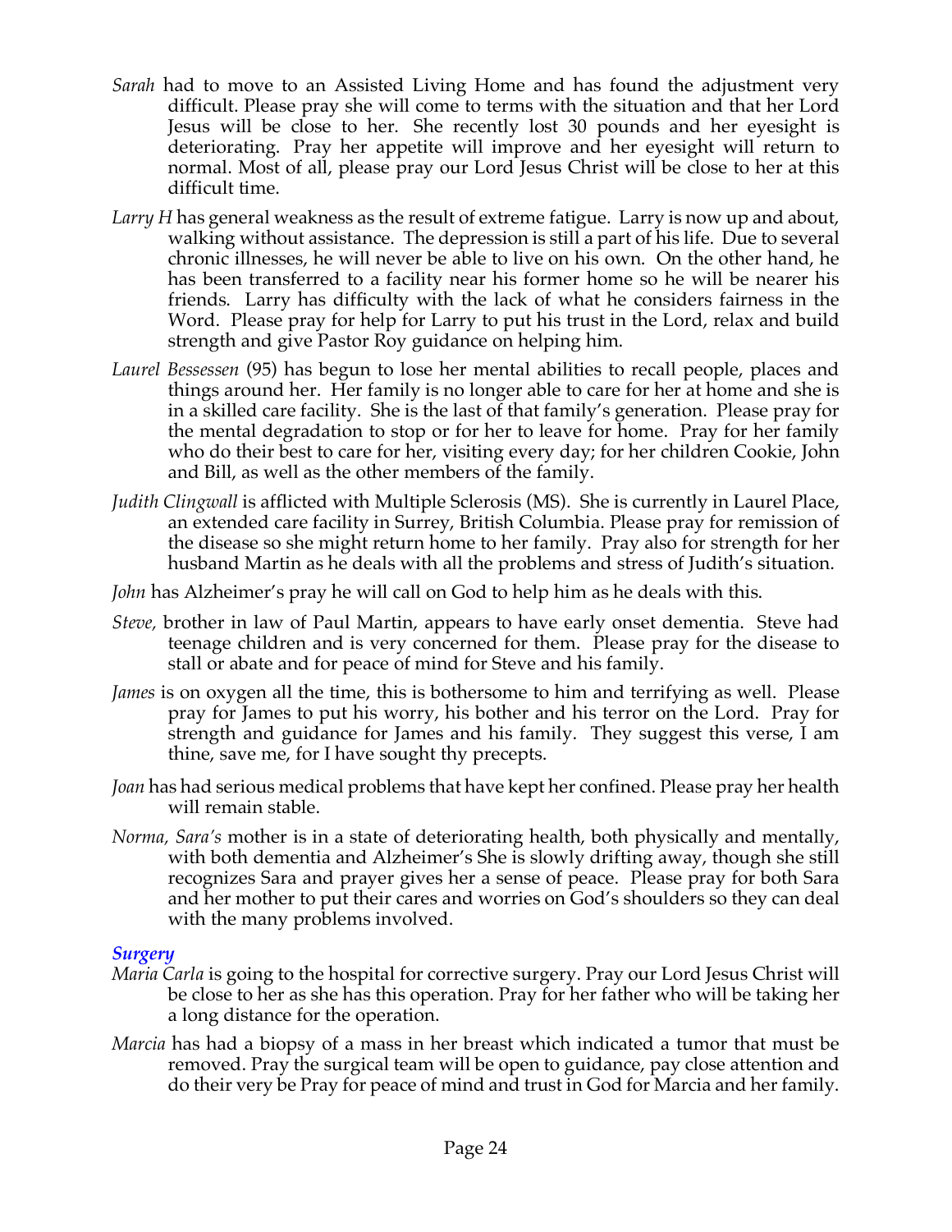*Sarah* had to move to an Assisted Living Home and has found the adjustment very difficult. Please pray she will come to terms with the situation and that her Lord Jesus will be close to her. She recently lost 30 pounds and her eyesight is deteriorating. Pray her appetite will improve and her eyesight will return to normal. Most of all, please pray our Lord Jesus Christ will be close to her at this difficult time.

*Larry H* has general weakness as the result of extreme fatigue. Larry is now up and about, walking without assistance. The depression is still a part of his life. Due to several chronic illnesses, he will never be able to live on his own. On the other hand, he has been transferred to a facility near his former home so he will be nearer his friends. Larry has difficulty with the lack of what he considers fairness in the Word. Please pray for help for Larry to put his trust in the Lord, relax and build strength and give Pastor Roy guidance on helping him.

*Laurel Bessessen* (95) has begun to lose her mental abilities to recall people, places and things around her. Her family is no longer able to care for her at home and she is in a skilled care facility. She is the last of that family's generation. Please pray for the mental degradation to stop or for her to leave for home. Pray for her family who do their best to care for her, visiting every day; for her children Cookie, John and Bill, as well as the other members of the family.

*Judith Clingwall* is afflicted with Multiple Sclerosis (MS). She is currently in Laurel Place, an extended care facility in Surrey, British Columbia. Please pray for remission of the disease so she might return home to her family. Pray also for strength for her husband Martin as he deals with all the problems and stress of Judith's situation.

*John* has Alzheimer's pray he will call on God to help him as he deals with this.

*Steve,* brother in law of Paul Martin, appears to have early onset dementia. Steve had teenage children and is very concerned for them. Please pray for the disease to stall or abate and for peace of mind for Steve and his family.

*James* is on oxygen all the time, this is bothersome to him and terrifying as well. Please pray for James to put his worry, his bother and his terror on the Lord. Pray for strength and guidance for James and his family. They suggest this verse, I am thine, save me, for I have sought thy precepts.

*Joan* has had serious medical problems that have kept her confined. Please pray her health will remain stable.

*Norma, Sara's* mother is in a state of deteriorating health, both physically and mentally, with both dementia and Alzheimer's She is slowly drifting away, though she still recognizes Sara and prayer gives her a sense of peace. Please pray for both Sara and her mother to put their cares and worries on God's shoulders so they can deal with the many problems involved.

### *Surgery*

*Maria Carla* is going to the hospital for corrective surgery. Pray our Lord Jesus Christ will be close to her as she has this operation. Pray for her father who will be taking her a long distance for the operation.

*Marcia* has had a biopsy of a mass in her breast which indicated a tumor that must be removed. Pray the surgical team will be open to guidance, pay close attention and do their very be Pray for peace of mind and trust in God for Marcia and her family.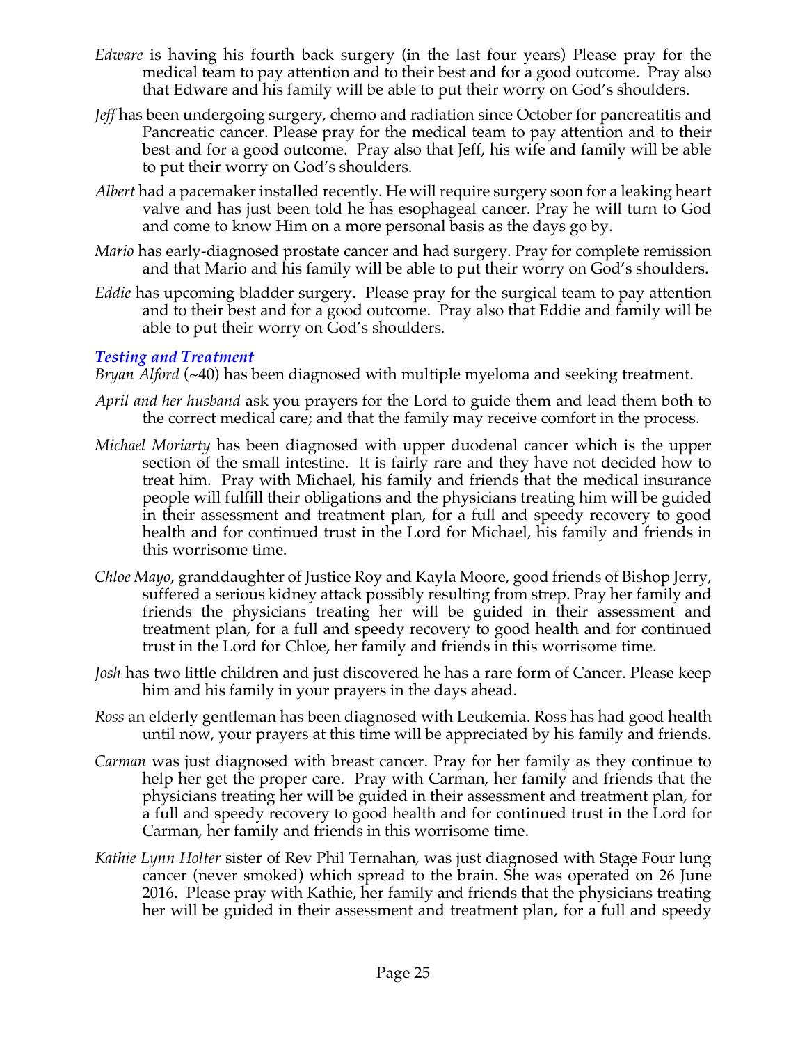*Edware* is having his fourth back surgery (in the last four years) Please pray for the medical team to pay attention and to their best and for a good outcome. Pray also that Edware and his family will be able to put their worry on God's shoulders.

*Jeff* has been undergoing surgery, chemo and radiation since October for pancreatitis and Pancreatic cancer. Please pray for the medical team to pay attention and to their best and for a good outcome. Pray also that Jeff, his wife and family will be able to put their worry on God's shoulders.

*Albert* had a pacemaker installed recently. He will require surgery soon for a leaking heart valve and has just been told he has esophageal cancer. Pray he will turn to God and come to know Him on a more personal basis as the days go by.

*Mario* has early-diagnosed prostate cancer and had surgery. Pray for complete remission and that Mario and his family will be able to put their worry on God's shoulders.

*Eddie* has upcoming bladder surgery. Please pray for the surgical team to pay attention and to their best and for a good outcome. Pray also that Eddie and family will be able to put their worry on God's shoulders.

### *Testing and Treatment*

*Bryan Alford* (~40) has been diagnosed with multiple myeloma and seeking treatment.

*April and her husband* ask you prayers for the Lord to guide them and lead them both to the correct medical care; and that the family may receive comfort in the process.

*Michael Moriarty* has been diagnosed with upper duodenal cancer which is the upper section of the small intestine. It is fairly rare and they have not decided how to treat him. Pray with Michael, his family and friends that the medical insurance people will fulfill their obligations and the physicians treating him will be guided in their assessment and treatment plan, for a full and speedy recovery to good health and for continued trust in the Lord for Michael, his family and friends in this worrisome time.

*Chloe Mayo*, granddaughter of Justice Roy and Kayla Moore, good friends of Bishop Jerry, suffered a serious kidney attack possibly resulting from strep. Pray her family and friends the physicians treating her will be guided in their assessment and treatment plan, for a full and speedy recovery to good health and for continued trust in the Lord for Chloe, her family and friends in this worrisome time.

*Josh* has two little children and just discovered he has a rare form of Cancer. Please keep him and his family in your prayers in the days ahead.

*Ross* an elderly gentleman has been diagnosed with Leukemia. Ross has had good health until now, your prayers at this time will be appreciated by his family and friends.

*Carman* was just diagnosed with breast cancer. Pray for her family as they continue to help her get the proper care. Pray with Carman, her family and friends that the physicians treating her will be guided in their assessment and treatment plan, for a full and speedy recovery to good health and for continued trust in the Lord for Carman, her family and friends in this worrisome time.

*Kathie Lynn Holter* sister of Rev Phil Ternahan, was just diagnosed with Stage Four lung cancer (never smoked) which spread to the brain. She was operated on 26 June 2016. Please pray with Kathie, her family and friends that the physicians treating her will be guided in their assessment and treatment plan, for a full and speedy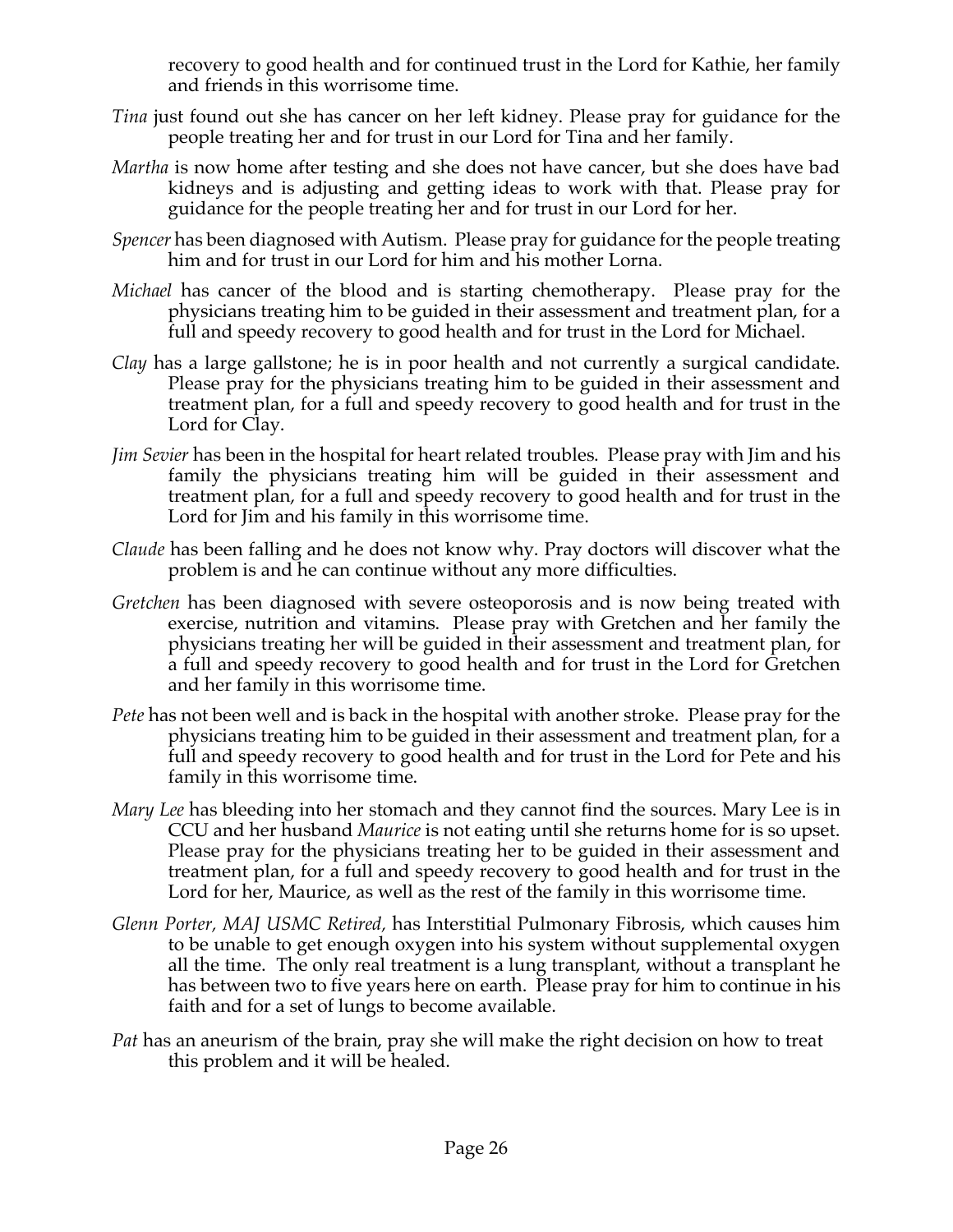recovery to good health and for continued trust in the Lord for Kathie, her family and friends in this worrisome time.

*Tina* just found out she has cancer on her left kidney. Please pray for guidance for the people treating her and for trust in our Lord for Tina and her family.

*Martha* is now home after testing and she does not have cancer, but she does have bad kidneys and is adjusting and getting ideas to work with that. Please pray for guidance for the people treating her and for trust in our Lord for her.

*Spencer* has been diagnosed with Autism. Please pray for guidance for the people treating him and for trust in our Lord for him and his mother Lorna.

*Michael* has cancer of the blood and is starting chemotherapy. Please pray for the physicians treating him to be guided in their assessment and treatment plan, for a full and speedy recovery to good health and for trust in the Lord for Michael.

*Clay* has a large gallstone; he is in poor health and not currently a surgical candidate. Please pray for the physicians treating him to be guided in their assessment and treatment plan, for a full and speedy recovery to good health and for trust in the Lord for Clay.

*Jim Sevier* has been in the hospital for heart related troubles. Please pray with Jim and his family the physicians treating him will be guided in their assessment and treatment plan, for a full and speedy recovery to good health and for trust in the Lord for Jim and his family in this worrisome time.

*Claude* has been falling and he does not know why. Pray doctors will discover what the problem is and he can continue without any more difficulties.

*Gretchen* has been diagnosed with severe osteoporosis and is now being treated with exercise, nutrition and vitamins. Please pray with Gretchen and her family the physicians treating her will be guided in their assessment and treatment plan, for a full and speedy recovery to good health and for trust in the Lord for Gretchen and her family in this worrisome time.

*Pete* has not been well and is back in the hospital with another stroke. Please pray for the physicians treating him to be guided in their assessment and treatment plan, for a full and speedy recovery to good health and for trust in the Lord for Pete and his family in this worrisome time.

*Mary Lee* has bleeding into her stomach and they cannot find the sources. Mary Lee is in CCU and her husband *Maurice* is not eating until she returns home for is so upset. Please pray for the physicians treating her to be guided in their assessment and treatment plan, for a full and speedy recovery to good health and for trust in the Lord for her, Maurice, as well as the rest of the family in this worrisome time.

*Glenn Porter, MAJ USMC Retired,* has Interstitial Pulmonary Fibrosis, which causes him to be unable to get enough oxygen into his system without supplemental oxygen all the time. The only real treatment is a lung transplant, without a transplant he has between two to five years here on earth. Please pray for him to continue in his faith and for a set of lungs to become available.

*Pat* has an aneurism of the brain, pray she will make the right decision on how to treat this problem and it will be healed.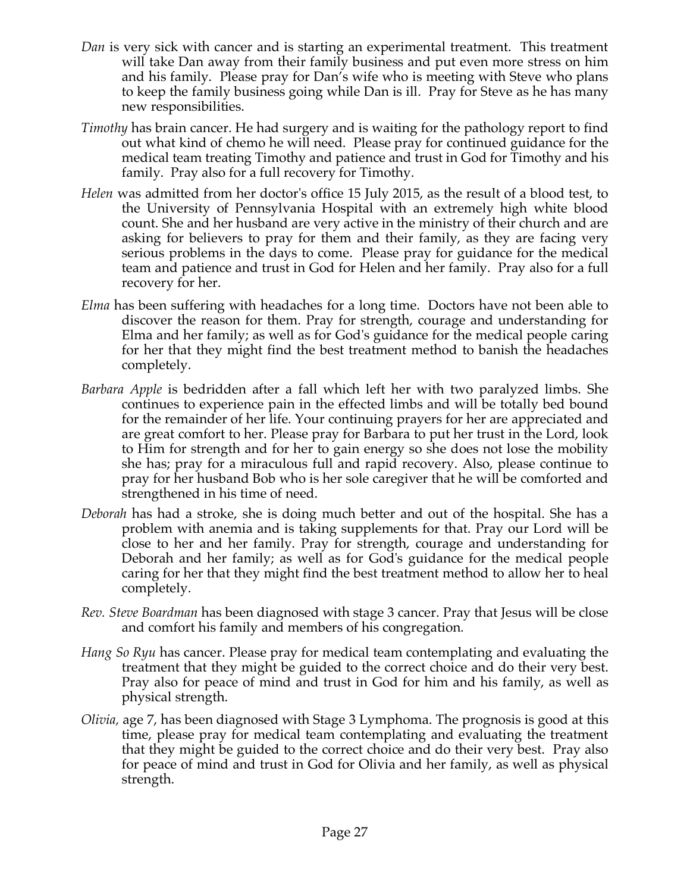*Dan* is very sick with cancer and is starting an experimental treatment. This treatment will take Dan away from their family business and put even more stress on him and his family. Please pray for Dan's wife who is meeting with Steve who plans to keep the family business going while Dan is ill. Pray for Steve as he has many new responsibilities.

*Timothy* has brain cancer. He had surgery and is waiting for the pathology report to find out what kind of chemo he will need. Please pray for continued guidance for the medical team treating Timothy and patience and trust in God for Timothy and his family. Pray also for a full recovery for Timothy.

*Helen* was admitted from her doctor's office 15 July 2015, as the result of a blood test, to the University of Pennsylvania Hospital with an extremely high white blood count. She and her husband are very active in the ministry of their church and are asking for believers to pray for them and their family, as they are facing very serious problems in the days to come. Please pray for guidance for the medical team and patience and trust in God for Helen and her family. Pray also for a full recovery for her.

*Elma* has been suffering with headaches for a long time. Doctors have not been able to discover the reason for them. Pray for strength, courage and understanding for Elma and her family; as well as for God's guidance for the medical people caring for her that they might find the best treatment method to banish the headaches completely.

*Barbara Apple* is bedridden after a fall which left her with two paralyzed limbs. She continues to experience pain in the effected limbs and will be totally bed bound for the remainder of her life. Your continuing prayers for her are appreciated and are great comfort to her. Please pray for Barbara to put her trust in the Lord, look to Him for strength and for her to gain energy so she does not lose the mobility she has; pray for a miraculous full and rapid recovery. Also, please continue to pray for her husband Bob who is her sole caregiver that he will be comforted and strengthened in his time of need.

*Deborah* has had a stroke, she is doing much better and out of the hospital. She has a problem with anemia and is taking supplements for that. Pray our Lord will be close to her and her family. Pray for strength, courage and understanding for Deborah and her family; as well as for God's guidance for the medical people caring for her that they might find the best treatment method to allow her to heal completely.

*Rev. Steve Boardman* has been diagnosed with stage 3 cancer. Pray that Jesus will be close and comfort his family and members of his congregation.

*Hang So Ryu* has cancer. Please pray for medical team contemplating and evaluating the treatment that they might be guided to the correct choice and do their very best. Pray also for peace of mind and trust in God for him and his family, as well as physical strength.

*Olivia,* age 7, has been diagnosed with Stage 3 Lymphoma. The prognosis is good at this time, please pray for medical team contemplating and evaluating the treatment that they might be guided to the correct choice and do their very best. Pray also for peace of mind and trust in God for Olivia and her family, as well as physical strength.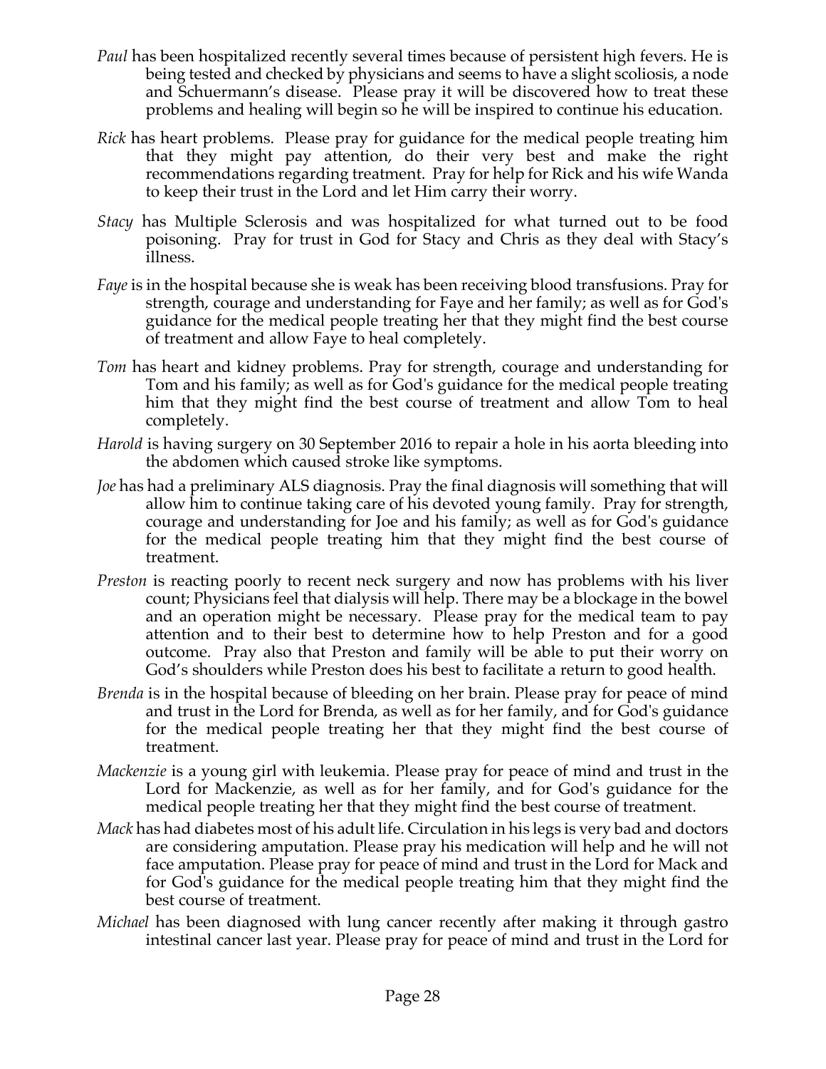*Paul* has been hospitalized recently several times because of persistent high fevers. He is being tested and checked by physicians and seems to have a slight scoliosis, a node and Schuermann's disease. Please pray it will be discovered how to treat these problems and healing will begin so he will be inspired to continue his education.

*Rick* has heart problems. Please pray for guidance for the medical people treating him that they might pay attention, do their very best and make the right recommendations regarding treatment. Pray for help for Rick and his wife Wanda to keep their trust in the Lord and let Him carry their worry.

*Stacy* has Multiple Sclerosis and was hospitalized for what turned out to be food poisoning. Pray for trust in God for Stacy and Chris as they deal with Stacy's illness.

*Faye* is in the hospital because she is weak has been receiving blood transfusions. Pray for strength, courage and understanding for Faye and her family; as well as for God's guidance for the medical people treating her that they might find the best course of treatment and allow Faye to heal completely.

*Tom* has heart and kidney problems. Pray for strength, courage and understanding for Tom and his family; as well as for God's guidance for the medical people treating him that they might find the best course of treatment and allow Tom to heal completely.

*Harold* is having surgery on 30 September 2016 to repair a hole in his aorta bleeding into the abdomen which caused stroke like symptoms.

*Joe* has had a preliminary ALS diagnosis. Pray the final diagnosis will something that will allow him to continue taking care of his devoted young family. Pray for strength, courage and understanding for Joe and his family; as well as for God's guidance for the medical people treating him that they might find the best course of treatment.

*Preston* is reacting poorly to recent neck surgery and now has problems with his liver count; Physicians feel that dialysis will help. There may be a blockage in the bowel and an operation might be necessary. Please pray for the medical team to pay attention and to their best to determine how to help Preston and for a good outcome. Pray also that Preston and family will be able to put their worry on God's shoulders while Preston does his best to facilitate a return to good health.

*Brenda* is in the hospital because of bleeding on her brain. Please pray for peace of mind and trust in the Lord for Brenda, as well as for her family, and for God's guidance for the medical people treating her that they might find the best course of treatment.

*Mackenzie* is a young girl with leukemia. Please pray for peace of mind and trust in the Lord for Mackenzie, as well as for her family, and for God's guidance for the medical people treating her that they might find the best course of treatment.

*Mack* has had diabetes most of his adult life. Circulation in his legs is very bad and doctors are considering amputation. Please pray his medication will help and he will not face amputation. Please pray for peace of mind and trust in the Lord for Mack and for God's guidance for the medical people treating him that they might find the best course of treatment.

*Michael* has been diagnosed with lung cancer recently after making it through gastro intestinal cancer last year. Please pray for peace of mind and trust in the Lord for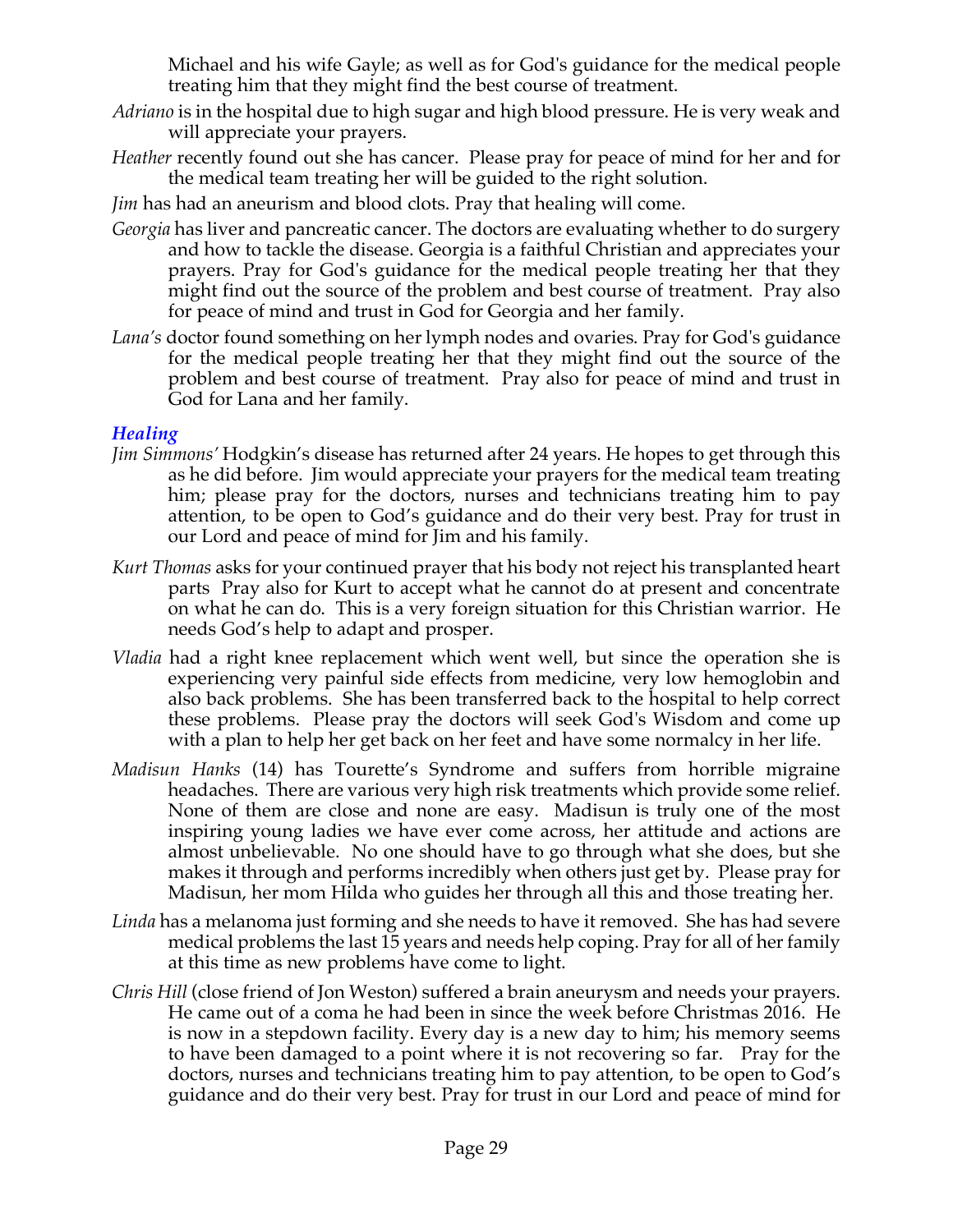Michael and his wife Gayle; as well as for God's guidance for the medical people treating him that they might find the best course of treatment.

*Adriano* is in the hospital due to high sugar and high blood pressure. He is very weak and will appreciate your prayers.

*Heather* recently found out she has cancer. Please pray for peace of mind for her and for the medical team treating her will be guided to the right solution.

*Jim* has had an aneurism and blood clots. Pray that healing will come.

*Georgia* has liver and pancreatic cancer. The doctors are evaluating whether to do surgery and how to tackle the disease. Georgia is a faithful Christian and appreciates your prayers. Pray for God's guidance for the medical people treating her that they might find out the source of the problem and best course of treatment. Pray also for peace of mind and trust in God for Georgia and her family.

*Lana's* doctor found something on her lymph nodes and ovaries. Pray for God's guidance for the medical people treating her that they might find out the source of the problem and best course of treatment. Pray also for peace of mind and trust in God for Lana and her family.

### *Healing*

*Jim Simmons'* Hodgkin's disease has returned after 24 years. He hopes to get through this as he did before. Jim would appreciate your prayers for the medical team treating him; please pray for the doctors, nurses and technicians treating him to pay attention, to be open to God's guidance and do their very best. Pray for trust in our Lord and peace of mind for Jim and his family.

*Kurt Thomas* asks for your continued prayer that his body not reject his transplanted heart parts Pray also for Kurt to accept what he cannot do at present and concentrate on what he can do. This is a very foreign situation for this Christian warrior. He needs God's help to adapt and prosper.

*Vladia* had a right knee replacement which went well, but since the operation she is experiencing very painful side effects from medicine, very low hemoglobin and also back problems. She has been transferred back to the hospital to help correct these problems. Please pray the doctors will seek God's Wisdom and come up with a plan to help her get back on her feet and have some normalcy in her life.

*Madisun Hanks* (14) has Tourette's Syndrome and suffers from horrible migraine headaches. There are various very high risk treatments which provide some relief. None of them are close and none are easy. Madisun is truly one of the most inspiring young ladies we have ever come across, her attitude and actions are almost unbelievable. No one should have to go through what she does, but she makes it through and performs incredibly when others just get by. Please pray for Madisun, her mom Hilda who guides her through all this and those treating her.

*Linda* has a melanoma just forming and she needs to have it removed. She has had severe medical problems the last 15 years and needs help coping. Pray for all of her family at this time as new problems have come to light.

*Chris Hill* (close friend of Jon Weston) suffered a brain aneurysm and needs your prayers. He came out of a coma he had been in since the week before Christmas 2016. He is now in a stepdown facility. Every day is a new day to him; his memory seems to have been damaged to a point where it is not recovering so far. Pray for the doctors, nurses and technicians treating him to pay attention, to be open to God's guidance and do their very best. Pray for trust in our Lord and peace of mind for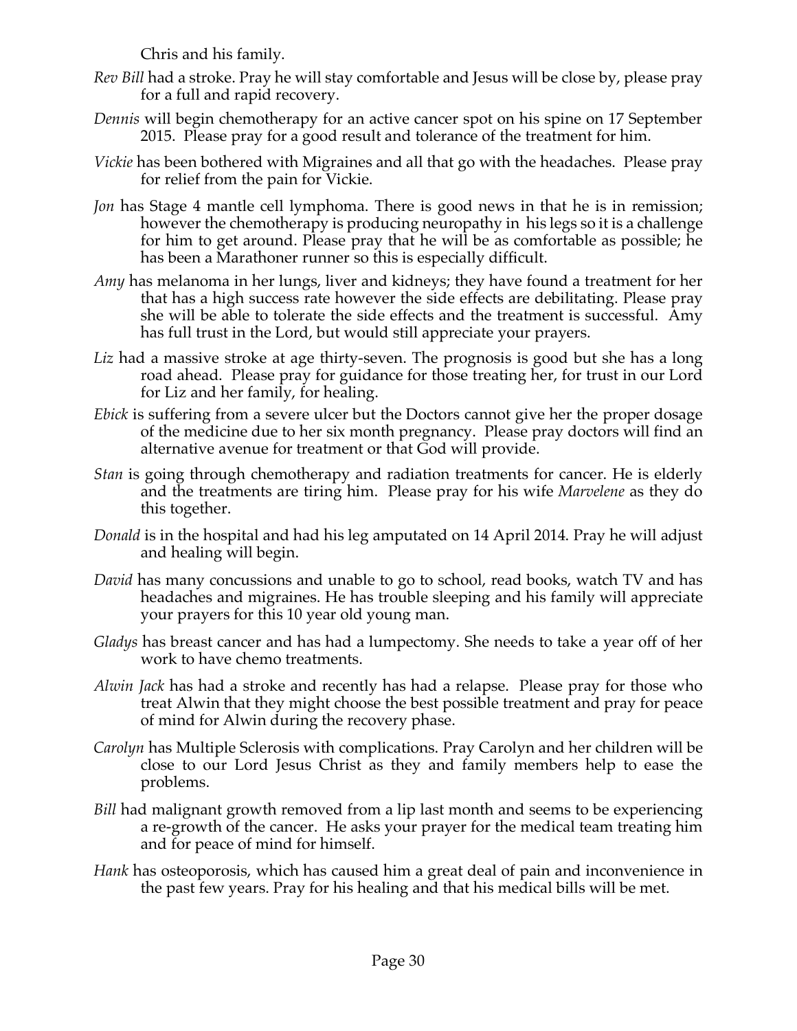Chris and his family.

*Rev Bill* had a stroke. Pray he will stay comfortable and Jesus will be close by, please pray for a full and rapid recovery.

*Dennis* will begin chemotherapy for an active cancer spot on his spine on 17 September 2015. Please pray for a good result and tolerance of the treatment for him.

*Vickie* has been bothered with Migraines and all that go with the headaches. Please pray for relief from the pain for Vickie.

*Jon* has Stage 4 mantle cell lymphoma. There is good news in that he is in remission; however the chemotherapy is producing neuropathy in his legs so it is a challenge for him to get around. Please pray that he will be as comfortable as possible; he has been a Marathoner runner so this is especially difficult.

*Amy* has melanoma in her lungs, liver and kidneys; they have found a treatment for her that has a high success rate however the side effects are debilitating. Please pray she will be able to tolerate the side effects and the treatment is successful. Amy has full trust in the Lord, but would still appreciate your prayers.

*Liz* had a massive stroke at age thirty-seven. The prognosis is good but she has a long road ahead. Please pray for guidance for those treating her, for trust in our Lord for Liz and her family, for healing.

*Ebick* is suffering from a severe ulcer but the Doctors cannot give her the proper dosage of the medicine due to her six month pregnancy. Please pray doctors will find an alternative avenue for treatment or that God will provide.

*Stan* is going through chemotherapy and radiation treatments for cancer. He is elderly and the treatments are tiring him. Please pray for his wife *Marvelene* as they do this together.

*Donald* is in the hospital and had his leg amputated on 14 April 2014. Pray he will adjust and healing will begin.

*David* has many concussions and unable to go to school, read books, watch TV and has headaches and migraines. He has trouble sleeping and his family will appreciate your prayers for this 10 year old young man.

*Gladys* has breast cancer and has had a lumpectomy. She needs to take a year off of her work to have chemo treatments.

*Alwin Jack* has had a stroke and recently has had a relapse. Please pray for those who treat Alwin that they might choose the best possible treatment and pray for peace of mind for Alwin during the recovery phase.

*Carolyn* has Multiple Sclerosis with complications. Pray Carolyn and her children will be close to our Lord Jesus Christ as they and family members help to ease the problems.

*Bill* had malignant growth removed from a lip last month and seems to be experiencing a re-growth of the cancer. He asks your prayer for the medical team treating him and for peace of mind for himself.

*Hank* has osteoporosis, which has caused him a great deal of pain and inconvenience in the past few years. Pray for his healing and that his medical bills will be met.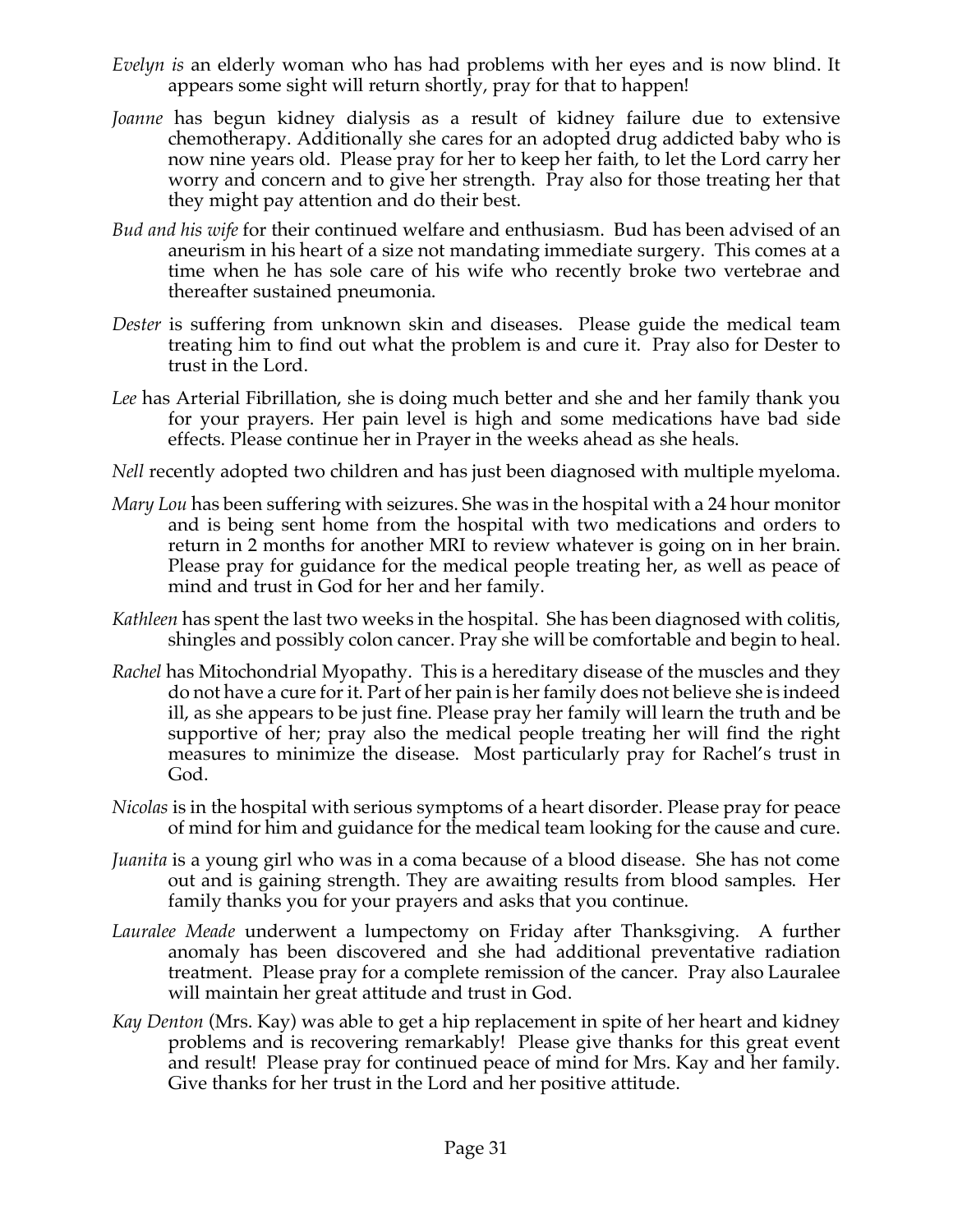*Evelyn is* an elderly woman who has had problems with her eyes and is now blind. It appears some sight will return shortly, pray for that to happen!

*Joanne* has begun kidney dialysis as a result of kidney failure due to extensive chemotherapy. Additionally she cares for an adopted drug addicted baby who is now nine years old. Please pray for her to keep her faith, to let the Lord carry her worry and concern and to give her strength. Pray also for those treating her that they might pay attention and do their best.

*Bud and his wife* for their continued welfare and enthusiasm. Bud has been advised of an aneurism in his heart of a size not mandating immediate surgery. This comes at a time when he has sole care of his wife who recently broke two vertebrae and thereafter sustained pneumonia.

*Dester* is suffering from unknown skin and diseases. Please guide the medical team treating him to find out what the problem is and cure it. Pray also for Dester to trust in the Lord.

*Lee* has Arterial Fibrillation, she is doing much better and she and her family thank you for your prayers. Her pain level is high and some medications have bad side effects. Please continue her in Prayer in the weeks ahead as she heals.

*Nell* recently adopted two children and has just been diagnosed with multiple myeloma.

*Mary Lou* has been suffering with seizures. She was in the hospital with a 24 hour monitor and is being sent home from the hospital with two medications and orders to return in 2 months for another MRI to review whatever is going on in her brain. Please pray for guidance for the medical people treating her, as well as peace of mind and trust in God for her and her family.

*Kathleen* has spent the last two weeks in the hospital. She has been diagnosed with colitis, shingles and possibly colon cancer. Pray she will be comfortable and begin to heal.

*Rachel* has Mitochondrial Myopathy. This is a hereditary disease of the muscles and they do not have a cure for it. Part of her pain is her family does not believe she is indeed ill, as she appears to be just fine. Please pray her family will learn the truth and be supportive of her; pray also the medical people treating her will find the right measures to minimize the disease. Most particularly pray for Rachel's trust in God.

*Nicolas* is in the hospital with serious symptoms of a heart disorder. Please pray for peace of mind for him and guidance for the medical team looking for the cause and cure.

*Juanita* is a young girl who was in a coma because of a blood disease. She has not come out and is gaining strength. They are awaiting results from blood samples. Her family thanks you for your prayers and asks that you continue.

*Lauralee Meade* underwent a lumpectomy on Friday after Thanksgiving. A further anomaly has been discovered and she had additional preventative radiation treatment. Please pray for a complete remission of the cancer. Pray also Lauralee will maintain her great attitude and trust in God.

*Kay Denton* (Mrs. Kay) was able to get a hip replacement in spite of her heart and kidney problems and is recovering remarkably! Please give thanks for this great event and result! Please pray for continued peace of mind for Mrs. Kay and her family. Give thanks for her trust in the Lord and her positive attitude.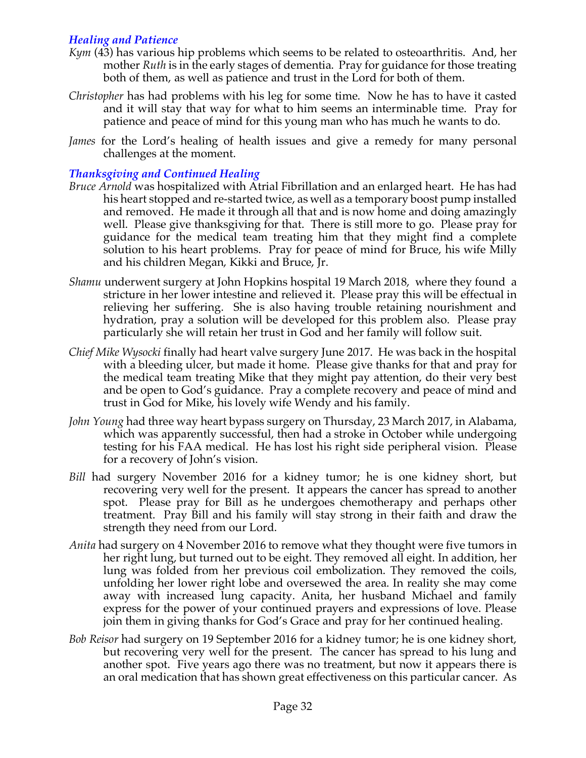### *Healing and Patience*

*Kym* (43) has various hip problems which seems to be related to osteoarthritis. And, her mother *Ruth* is in the early stages of dementia. Pray for guidance for those treating both of them, as well as patience and trust in the Lord for both of them.

*Christopher* has had problems with his leg for some time. Now he has to have it casted and it will stay that way for what to him seems an interminable time. Pray for patience and peace of mind for this young man who has much he wants to do.

*James* for the Lord's healing of health issues and give a remedy for many personal challenges at the moment.

### *Thanksgiving and Continued Healing*

*Bruce Arnold* was hospitalized with Atrial Fibrillation and an enlarged heart. He has had his heart stopped and re-started twice, as well as a temporary boost pump installed and removed. He made it through all that and is now home and doing amazingly well. Please give thanksgiving for that. There is still more to go. Please pray for guidance for the medical team treating him that they might find a complete solution to his heart problems. Pray for peace of mind for Bruce, his wife Milly and his children Megan, Kikki and Bruce, Jr.

*Shamu* underwent surgery at John Hopkins hospital 19 March 2018, where they found a stricture in her lower intestine and relieved it. Please pray this will be effectual in relieving her suffering. She is also having trouble retaining nourishment and hydration, pray a solution will be developed for this problem also. Please pray particularly she will retain her trust in God and her family will follow suit.

*Chief Mike Wysocki* finally had heart valve surgery June 2017. He was back in the hospital with a bleeding ulcer, but made it home. Please give thanks for that and pray for the medical team treating Mike that they might pay attention, do their very best and be open to God's guidance. Pray a complete recovery and peace of mind and trust in God for Mike, his lovely wife Wendy and his family.

*John Young* had three way heart bypass surgery on Thursday, 23 March 2017, in Alabama, which was apparently successful, then had a stroke in October while undergoing testing for his FAA medical. He has lost his right side peripheral vision. Please for a recovery of John's vision.

*Bill* had surgery November 2016 for a kidney tumor; he is one kidney short, but recovering very well for the present. It appears the cancer has spread to another spot. Please pray for Bill as he undergoes chemotherapy and perhaps other treatment. Pray Bill and his family will stay strong in their faith and draw the strength they need from our Lord.

*Anita* had surgery on 4 November 2016 to remove what they thought were five tumors in her right lung, but turned out to be eight. They removed all eight. In addition, her lung was folded from her previous coil embolization. They removed the coils, unfolding her lower right lobe and oversewed the area. In reality she may come away with increased lung capacity. Anita, her husband Michael and family express for the power of your continued prayers and expressions of love. Please join them in giving thanks for God's Grace and pray for her continued healing.

*Bob Reisor* had surgery on 19 September 2016 for a kidney tumor; he is one kidney short, but recovering very well for the present. The cancer has spread to his lung and another spot. Five years ago there was no treatment, but now it appears there is an oral medication that has shown great effectiveness on this particular cancer. As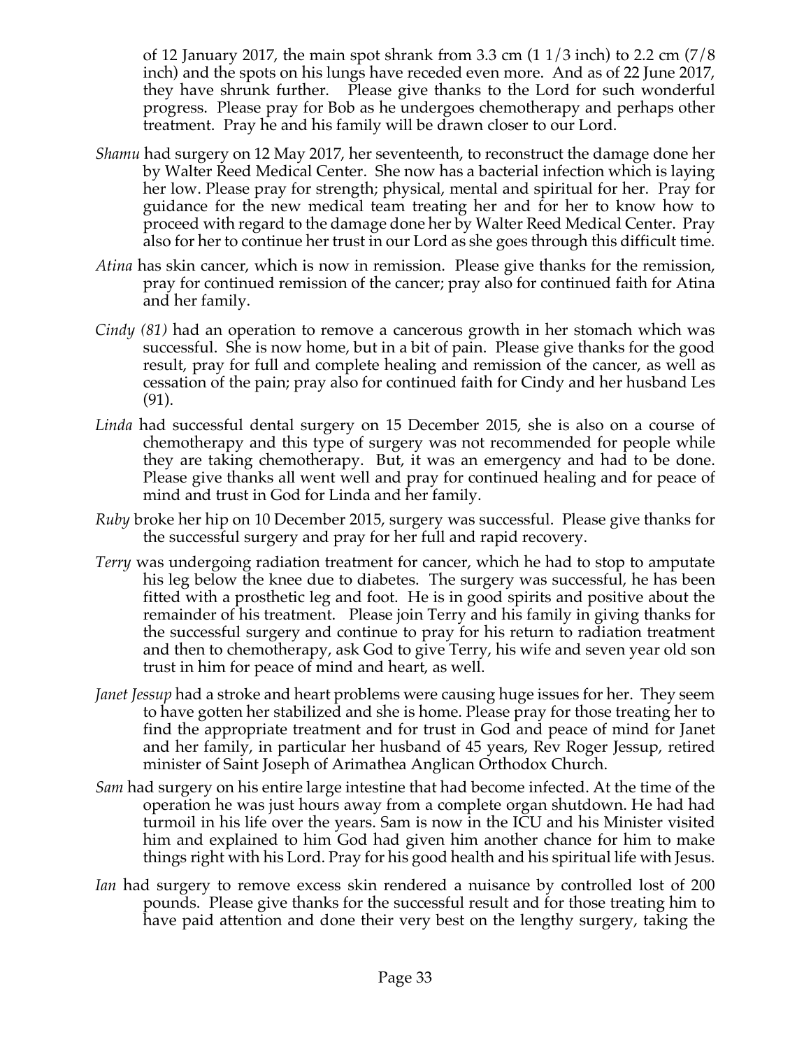of 12 January 2017, the main spot shrank from 3.3 cm (1 1/3 inch) to 2.2 cm (7/8 inch) and the spots on his lungs have receded even more. And as of 22 June 2017, they have shrunk further. Please give thanks to the Lord for such wonderful progress. Please pray for Bob as he undergoes chemotherapy and perhaps other treatment. Pray he and his family will be drawn closer to our Lord.

*Shamu* had surgery on 12 May 2017, her seventeenth, to reconstruct the damage done her by Walter Reed Medical Center. She now has a bacterial infection which is laying her low. Please pray for strength; physical, mental and spiritual for her. Pray for guidance for the new medical team treating her and for her to know how to proceed with regard to the damage done her by Walter Reed Medical Center. Pray also for her to continue her trust in our Lord as she goes through this difficult time.

*Atina* has skin cancer, which is now in remission. Please give thanks for the remission, pray for continued remission of the cancer; pray also for continued faith for Atina and her family.

*Cindy (81)* had an operation to remove a cancerous growth in her stomach which was successful. She is now home, but in a bit of pain. Please give thanks for the good result, pray for full and complete healing and remission of the cancer, as well as cessation of the pain; pray also for continued faith for Cindy and her husband Les (91).

*Linda* had successful dental surgery on 15 December 2015, she is also on a course of chemotherapy and this type of surgery was not recommended for people while they are taking chemotherapy. But, it was an emergency and had to be done. Please give thanks all went well and pray for continued healing and for peace of mind and trust in God for Linda and her family.

*Ruby* broke her hip on 10 December 2015, surgery was successful. Please give thanks for the successful surgery and pray for her full and rapid recovery.

*Terry* was undergoing radiation treatment for cancer, which he had to stop to amputate his leg below the knee due to diabetes. The surgery was successful, he has been fitted with a prosthetic leg and foot. He is in good spirits and positive about the remainder of his treatment. Please join Terry and his family in giving thanks for the successful surgery and continue to pray for his return to radiation treatment and then to chemotherapy, ask God to give Terry, his wife and seven year old son trust in him for peace of mind and heart, as well.

*Janet Jessup* had a stroke and heart problems were causing huge issues for her. They seem to have gotten her stabilized and she is home. Please pray for those treating her to find the appropriate treatment and for trust in God and peace of mind for Janet and her family, in particular her husband of 45 years, Rev Roger Jessup, retired minister of Saint Joseph of Arimathea Anglican Orthodox Church.

*Sam* had surgery on his entire large intestine that had become infected. At the time of the operation he was just hours away from a complete organ shutdown. He had had turmoil in his life over the years. Sam is now in the ICU and his Minister visited him and explained to him God had given him another chance for him to make things right with his Lord. Pray for his good health and his spiritual life with Jesus.

*Ian* had surgery to remove excess skin rendered a nuisance by controlled lost of 200 pounds. Please give thanks for the successful result and for those treating him to have paid attention and done their very best on the lengthy surgery, taking the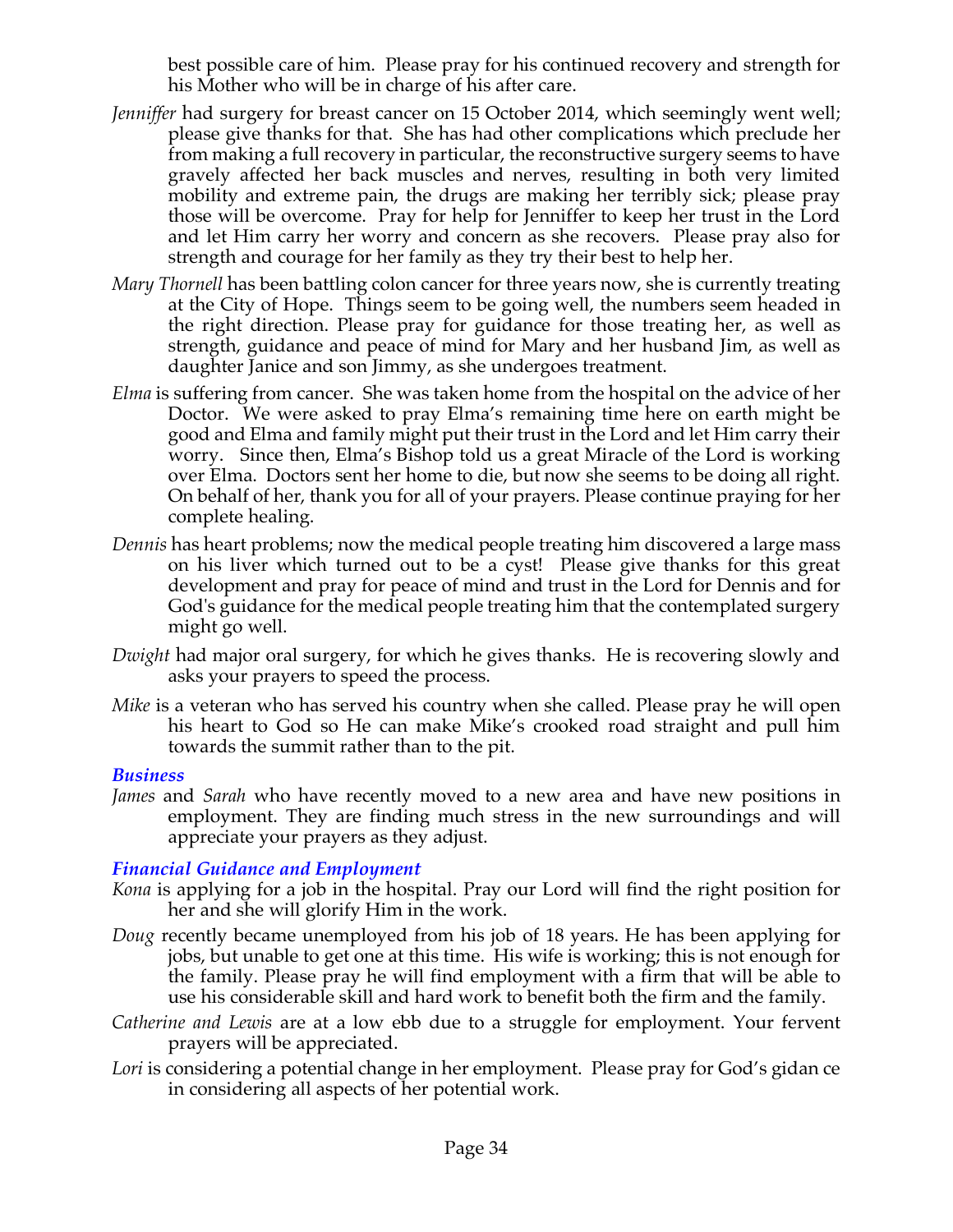best possible care of him. Please pray for his continued recovery and strength for his Mother who will be in charge of his after care.

*Jenniffer* had surgery for breast cancer on 15 October 2014, which seemingly went well; please give thanks for that. She has had other complications which preclude her from making a full recovery in particular, the reconstructive surgery seems to have gravely affected her back muscles and nerves, resulting in both very limited mobility and extreme pain, the drugs are making her terribly sick; please pray those will be overcome. Pray for help for Jenniffer to keep her trust in the Lord and let Him carry her worry and concern as she recovers. Please pray also for strength and courage for her family as they try their best to help her.

*Mary Thornell* has been battling colon cancer for three years now, she is currently treating at the City of Hope. Things seem to be going well, the numbers seem headed in the right direction. Please pray for guidance for those treating her, as well as strength, guidance and peace of mind for Mary and her husband Jim, as well as daughter Janice and son Jimmy, as she undergoes treatment.

*Elma* is suffering from cancer. She was taken home from the hospital on the advice of her Doctor. We were asked to pray Elma's remaining time here on earth might be good and Elma and family might put their trust in the Lord and let Him carry their worry. Since then, Elma's Bishop told us a great Miracle of the Lord is working over Elma. Doctors sent her home to die, but now she seems to be doing all right. On behalf of her, thank you for all of your prayers. Please continue praying for her complete healing.

*Dennis* has heart problems; now the medical people treating him discovered a large mass on his liver which turned out to be a cyst! Please give thanks for this great development and pray for peace of mind and trust in the Lord for Dennis and for God's guidance for the medical people treating him that the contemplated surgery might go well.

*Dwight* had major oral surgery, for which he gives thanks. He is recovering slowly and asks your prayers to speed the process.

*Mike* is a veteran who has served his country when she called. Please pray he will open his heart to God so He can make Mike's crooked road straight and pull him towards the summit rather than to the pit.

### *Business*

*James* and *Sarah* who have recently moved to a new area and have new positions in employment. They are finding much stress in the new surroundings and will appreciate your prayers as they adjust.

### *Financial Guidance and Employment*

*Kona* is applying for a job in the hospital. Pray our Lord will find the right position for her and she will glorify Him in the work.

*Doug* recently became unemployed from his job of 18 years. He has been applying for jobs, but unable to get one at this time. His wife is working; this is not enough for the family. Please pray he will find employment with a firm that will be able to use his considerable skill and hard work to benefit both the firm and the family.

*Catherine and Lewis* are at a low ebb due to a struggle for employment. Your fervent prayers will be appreciated.

*Lori* is considering a potential change in her employment. Please pray for God's gidan ce in considering all aspects of her potential work.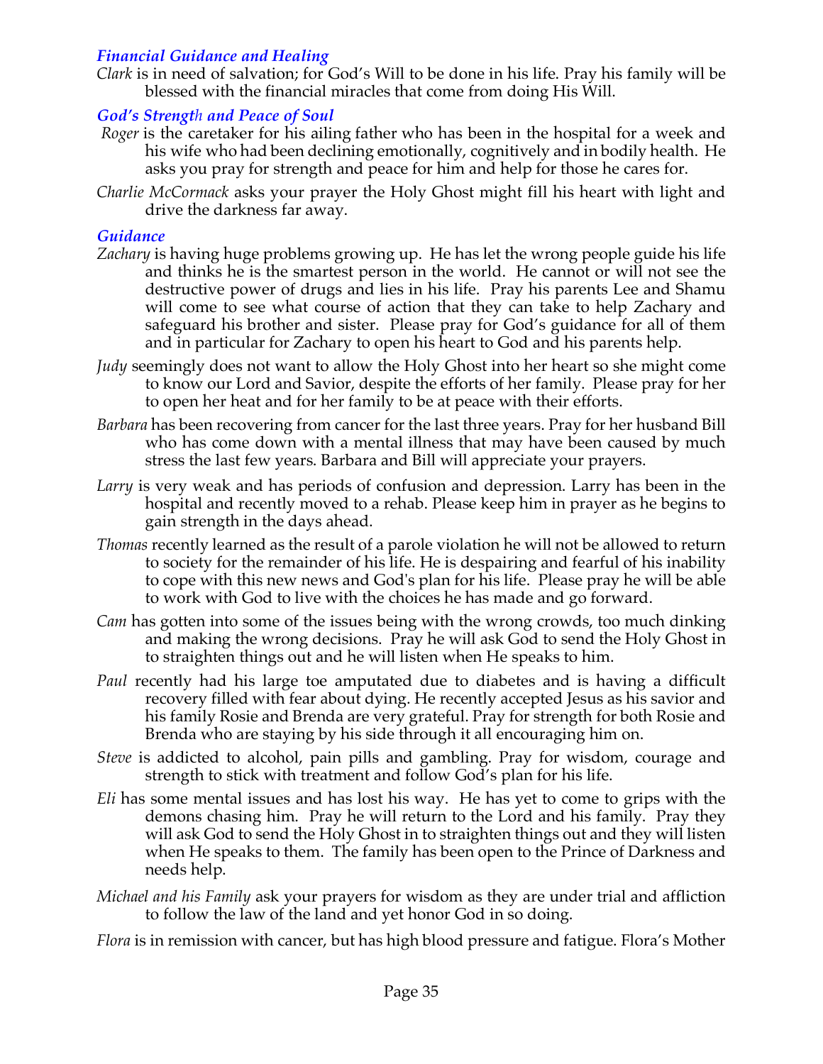### *Financial Guidance and Healing*

*Clark* is in need of salvation; for God's Will to be done in his life. Pray his family will be blessed with the financial miracles that come from doing His Will.

### *God's Strength and Peace of Soul*

*Roger* is the caretaker for his ailing father who has been in the hospital for a week and his wife who had been declining emotionally, cognitively and in bodily health. He asks you pray for strength and peace for him and help for those he cares for.

*Charlie McCormack* asks your prayer the Holy Ghost might fill his heart with light and drive the darkness far away.

### *Guidance*

*Zachary* is having huge problems growing up. He has let the wrong people guide his life and thinks he is the smartest person in the world. He cannot or will not see the destructive power of drugs and lies in his life. Pray his parents Lee and Shamu will come to see what course of action that they can take to help Zachary and safeguard his brother and sister. Please pray for God's guidance for all of them and in particular for Zachary to open his heart to God and his parents help.

*Judy* seemingly does not want to allow the Holy Ghost into her heart so she might come to know our Lord and Savior, despite the efforts of her family. Please pray for her to open her heat and for her family to be at peace with their efforts.

*Barbara* has been recovering from cancer for the last three years. Pray for her husband Bill who has come down with a mental illness that may have been caused by much stress the last few years. Barbara and Bill will appreciate your prayers.

*Larry* is very weak and has periods of confusion and depression. Larry has been in the hospital and recently moved to a rehab. Please keep him in prayer as he begins to gain strength in the days ahead.

*Thomas* recently learned as the result of a parole violation he will not be allowed to return to society for the remainder of his life. He is despairing and fearful of his inability to cope with this new news and God's plan for his life. Please pray he will be able to work with God to live with the choices he has made and go forward.

*Cam* has gotten into some of the issues being with the wrong crowds, too much dinking and making the wrong decisions. Pray he will ask God to send the Holy Ghost in to straighten things out and he will listen when He speaks to him.

*Paul* recently had his large toe amputated due to diabetes and is having a difficult recovery filled with fear about dying. He recently accepted Jesus as his savior and his family Rosie and Brenda are very grateful. Pray for strength for both Rosie and Brenda who are staying by his side through it all encouraging him on.

*Steve* is addicted to alcohol, pain pills and gambling. Pray for wisdom, courage and strength to stick with treatment and follow God's plan for his life.

*Eli* has some mental issues and has lost his way. He has yet to come to grips with the demons chasing him. Pray he will return to the Lord and his family. Pray they will ask God to send the Holy Ghost in to straighten things out and they will listen when He speaks to them. The family has been open to the Prince of Darkness and needs help.

*Michael and his Family* ask your prayers for wisdom as they are under trial and affliction to follow the law of the land and yet honor God in so doing.

*Flora* is in remission with cancer, but has high blood pressure and fatigue. Flora's Mother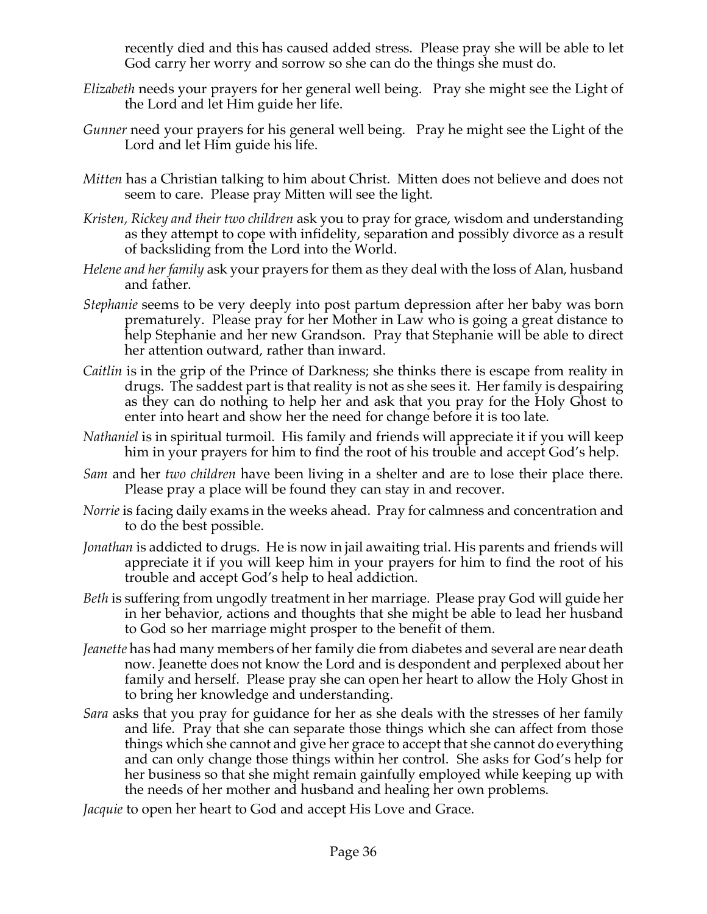recently died and this has caused added stress. Please pray she will be able to let God carry her worry and sorrow so she can do the things she must do.

*Elizabeth* needs your prayers for her general well being. Pray she might see the Light of the Lord and let Him guide her life.

*Gunner* need your prayers for his general well being. Pray he might see the Light of the Lord and let Him guide his life.

*Mitten* has a Christian talking to him about Christ. Mitten does not believe and does not seem to care. Please pray Mitten will see the light.

*Kristen, Rickey and their two children* ask you to pray for grace, wisdom and understanding as they attempt to cope with infidelity, separation and possibly divorce as a result of backsliding from the Lord into the World.

*Helene and her family* ask your prayers for them as they deal with the loss of Alan, husband and father.

*Stephanie* seems to be very deeply into post partum depression after her baby was born prematurely. Please pray for her Mother in Law who is going a great distance to help Stephanie and her new Grandson. Pray that Stephanie will be able to direct her attention outward, rather than inward.

*Caitlin* is in the grip of the Prince of Darkness; she thinks there is escape from reality in drugs. The saddest part is that reality is not as she sees it. Her family is despairing as they can do nothing to help her and ask that you pray for the Holy Ghost to enter into heart and show her the need for change before it is too late.

*Nathaniel* is in spiritual turmoil. His family and friends will appreciate it if you will keep him in your prayers for him to find the root of his trouble and accept God's help.

*Sam* and her *two children* have been living in a shelter and are to lose their place there. Please pray a place will be found they can stay in and recover.

*Norrie* is facing daily exams in the weeks ahead. Pray for calmness and concentration and to do the best possible.

*Jonathan* is addicted to drugs. He is now in jail awaiting trial. His parents and friends will appreciate it if you will keep him in your prayers for him to find the root of his trouble and accept God's help to heal addiction.

*Beth* is suffering from ungodly treatment in her marriage. Please pray God will guide her in her behavior, actions and thoughts that she might be able to lead her husband to God so her marriage might prosper to the benefit of them.

*Jeanette* has had many members of her family die from diabetes and several are near death now. Jeanette does not know the Lord and is despondent and perplexed about her family and herself. Please pray she can open her heart to allow the Holy Ghost in to bring her knowledge and understanding.

*Sara* asks that you pray for guidance for her as she deals with the stresses of her family and life. Pray that she can separate those things which she can affect from those things which she cannot and give her grace to accept that she cannot do everything and can only change those things within her control. She asks for God's help for her business so that she might remain gainfully employed while keeping up with the needs of her mother and husband and healing her own problems.

*Jacquie* to open her heart to God and accept His Love and Grace.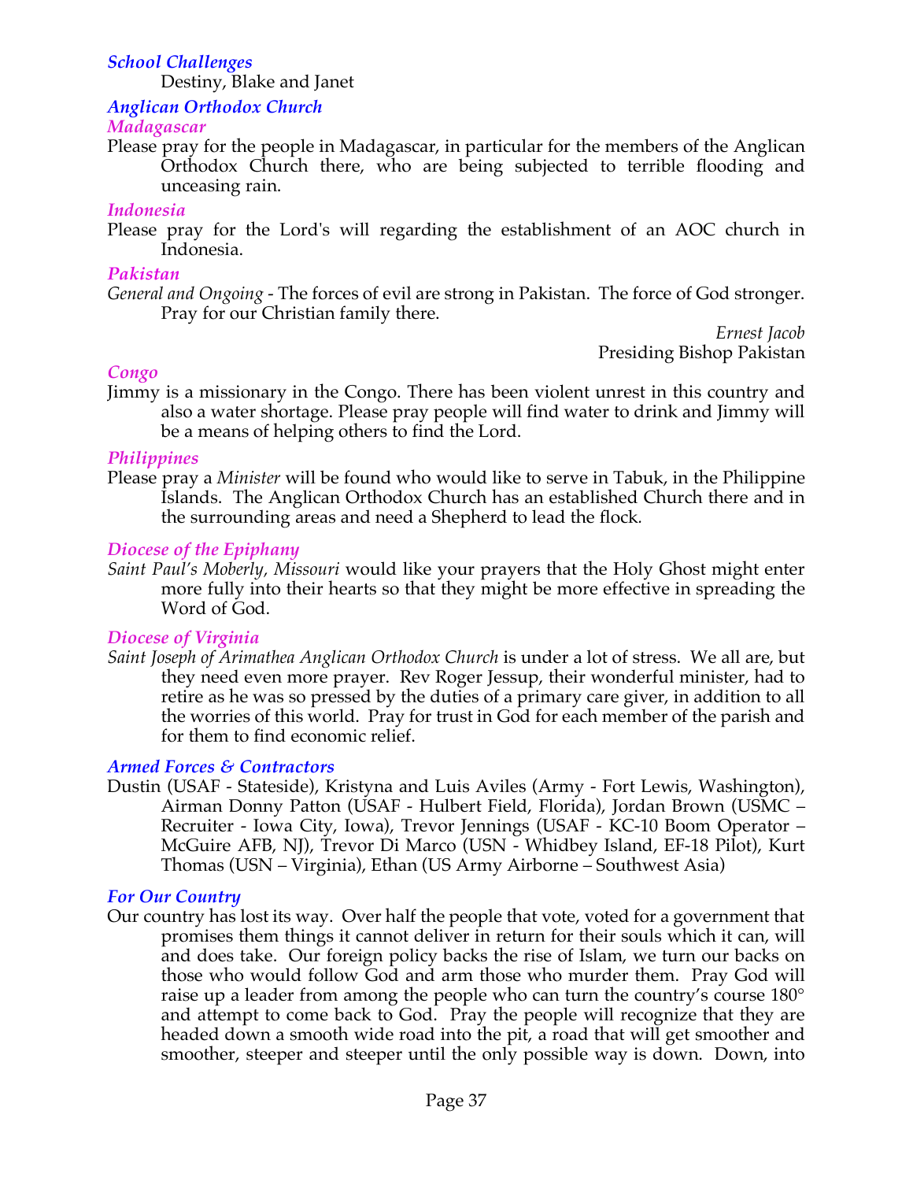### *School Challenges*

Destiny, Blake and Janet

### *Anglican Orthodox Church*

#### *Madagascar*

Please pray for the people in Madagascar, in particular for the members of the Anglican Orthodox Church there, who are being subjected to terrible flooding and unceasing rain.

#### *Indonesia*

Please pray for the Lord's will regarding the establishment of an AOC church in Indonesia.

#### *Pakistan*

*General and Ongoing* - The forces of evil are strong in Pakistan. The force of God stronger. Pray for our Christian family there.

*Ernest Jacob*
Presiding Bishop Pakistan

#### *Congo*

Jimmy is a missionary in the Congo. There has been violent unrest in this country and also a water shortage. Please pray people will find water to drink and Jimmy will be a means of helping others to find the Lord.

#### *Philippines*

Please pray a *Minister* will be found who would like to serve in Tabuk, in the Philippine Islands. The Anglican Orthodox Church has an established Church there and in the surrounding areas and need a Shepherd to lead the flock.

#### *Diocese of the Epiphany*

*Saint Paul's Moberly, Missouri* would like your prayers that the Holy Ghost might enter more fully into their hearts so that they might be more effective in spreading the Word of God.

#### *Diocese of Virginia*

*Saint Joseph of Arimathea Anglican Orthodox Church* is under a lot of stress. We all are, but they need even more prayer. Rev Roger Jessup, their wonderful minister, had to retire as he was so pressed by the duties of a primary care giver, in addition to all the worries of this world. Pray for trust in God for each member of the parish and for them to find economic relief.

### *Armed Forces & Contractors*

Dustin (USAF - Stateside), Kristyna and Luis Aviles (Army - Fort Lewis, Washington), Airman Donny Patton (USAF - Hulbert Field, Florida), Jordan Brown (USMC – Recruiter - Iowa City, Iowa), Trevor Jennings (USAF - KC-10 Boom Operator – McGuire AFB, NJ), Trevor Di Marco (USN - Whidbey Island, EF-18 Pilot), Kurt Thomas (USN – Virginia), Ethan (US Army Airborne – Southwest Asia)

### *For Our Country*

Our country has lost its way. Over half the people that vote, voted for a government that promises them things it cannot deliver in return for their souls which it can, will and does take. Our foreign policy backs the rise of Islam, we turn our backs on those who would follow God and arm those who murder them. Pray God will raise up a leader from among the people who can turn the country's course 180° and attempt to come back to God. Pray the people will recognize that they are headed down a smooth wide road into the pit, a road that will get smoother and smoother, steeper and steeper until the only possible way is down. Down, into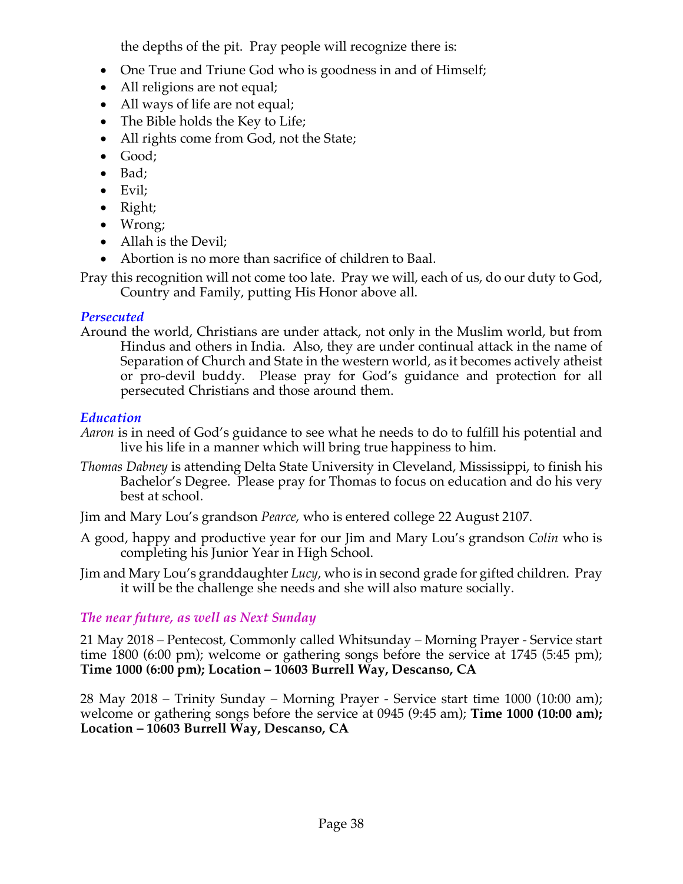the depths of the pit. Pray people will recognize there is:

- One True and Triune God who is goodness in and of Himself;
- All religions are not equal;
- All ways of life are not equal;
- The Bible holds the Key to Life;
- All rights come from God, not the State;
- Good;
- Bad;
- Evil;
- Right;
- Wrong;
- Allah is the Devil;
- Abortion is no more than sacrifice of children to Baal.

Pray this recognition will not come too late. Pray we will, each of us, do our duty to God, Country and Family, putting His Honor above all.

### *Persecuted*

Around the world, Christians are under attack, not only in the Muslim world, but from Hindus and others in India. Also, they are under continual attack in the name of Separation of Church and State in the western world, as it becomes actively atheist or pro-devil buddy. Please pray for God's guidance and protection for all persecuted Christians and those around them.

### *Education*

*Aaron* is in need of God's guidance to see what he needs to do to fulfill his potential and live his life in a manner which will bring true happiness to him.

*Thomas Dabney* is attending Delta State University in Cleveland, Mississippi, to finish his Bachelor's Degree. Please pray for Thomas to focus on education and do his very best at school.

Jim and Mary Lou's grandson *Pearce,* who is entered college 22 August 2107.

A good, happy and productive year for our Jim and Mary Lou's grandson *Colin* who is completing his Junior Year in High School.

Jim and Mary Lou's granddaughter *Lucy*, who is in second grade for gifted children. Pray it will be the challenge she needs and she will also mature socially.

### *The near future, as well as Next Sunday*

21 May 2018 – Pentecost, Commonly called Whitsunday – Morning Prayer - Service start time 1800 (6:00 pm); welcome or gathering songs before the service at 1745 (5:45 pm); **Time 1000 (6:00 pm); Location – 10603 Burrell Way, Descanso, CA**

28 May 2018 – Trinity Sunday – Morning Prayer - Service start time 1000 (10:00 am); welcome or gathering songs before the service at 0945 (9:45 am); **Time 1000 (10:00 am); Location – 10603 Burrell Way, Descanso, CA**